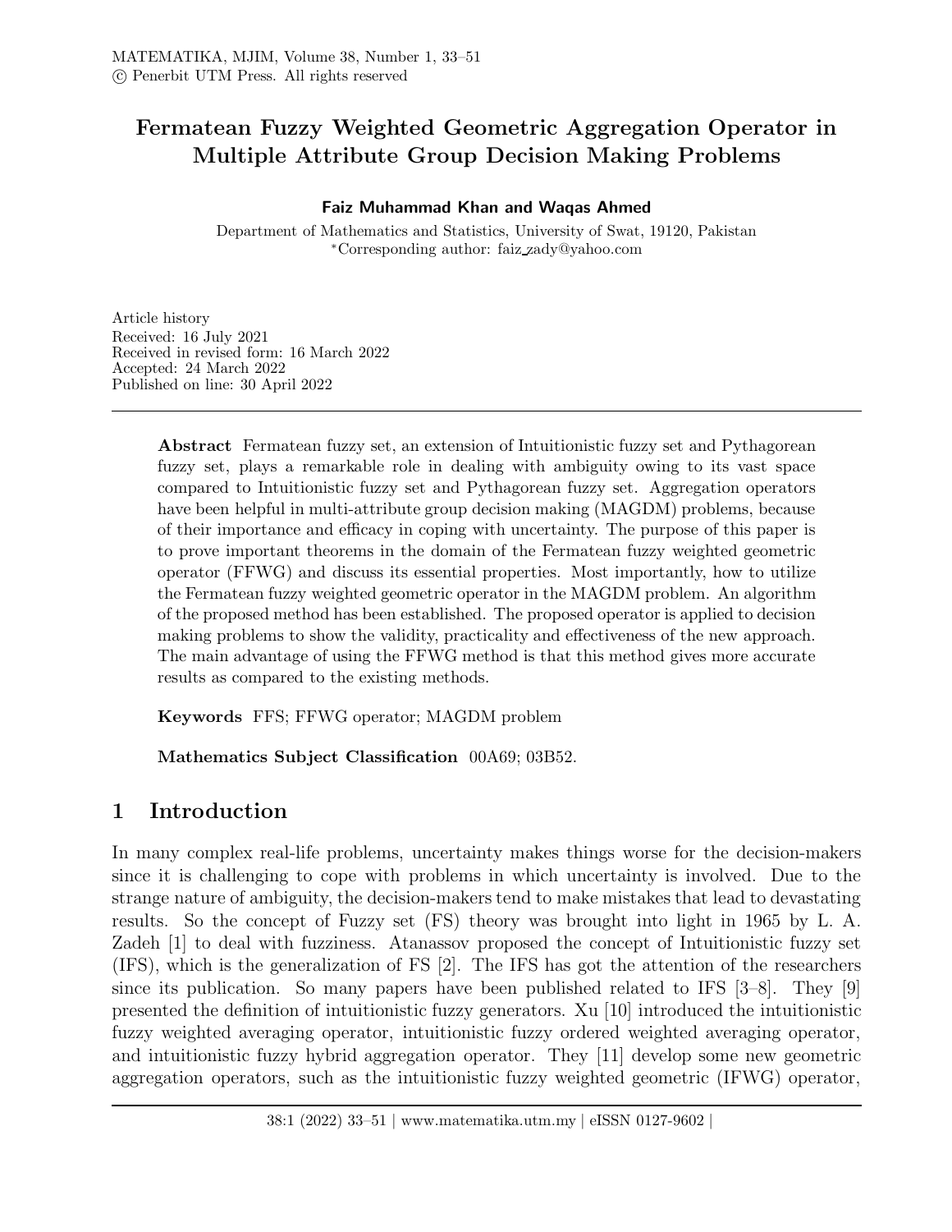# Fermatean Fuzzy Weighted Geometric Aggregation Operator in Multiple Attribute Group Decision Making Problems

**Faiz Muhammad Khan and Waqas Ahmed**

Department of Mathematics and Statistics, University of Swat, 19120, Pakistan
*Corresponding author: faiz_zady@yahoo.com

Article history
Received: 16 July 2021
Received in revised form: 16 March 2022
Accepted: 24 March 2022
Published on line: 30 April 2022

---

**Abstract** Fermatean fuzzy set, an extension of Intuitionistic fuzzy set and Pythagorean fuzzy set, plays a remarkable role in dealing with ambiguity owing to its vast space compared to Intuitionistic fuzzy set and Pythagorean fuzzy set. Aggregation operators have been helpful in multi-attribute group decision making (MAGDM) problems, because of their importance and efficacy in coping with uncertainty. The purpose of this paper is to prove important theorems in the domain of the Fermatean fuzzy weighted geometric operator (FFWG) and discuss its essential properties. Most importantly, how to utilize the Fermatean fuzzy weighted geometric operator in the MAGDM problem. An algorithm of the proposed method has been established. The proposed operator is applied to decision making problems to show the validity, practicality and effectiveness of the new approach. The main advantage of using the FFWG method is that this method gives more accurate results as compared to the existing methods.

**Keywords** FFS; FFWG operator; MAGDM problem

**Mathematics Subject Classification** 00A69; 03B52.

## 1 Introduction

In many complex real-life problems, uncertainty makes things worse for the decision-makers since it is challenging to cope with problems in which uncertainty is involved. Due to the strange nature of ambiguity, the decision-makers tend to make mistakes that lead to devastating results. So the concept of Fuzzy set (FS) theory was brought into light in 1965 by L. A. Zadeh [1] to deal with fuzziness. Atanassov proposed the concept of Intuitionistic fuzzy set (IFS), which is the generalization of FS [2]. The IFS has got the attention of the researchers since its publication. So many papers have been published related to IFS [3–8]. They [9] presented the definition of intuitionistic fuzzy generators. Xu [10] introduced the intuitionistic fuzzy weighted averaging operator, intuitionistic fuzzy ordered weighted averaging operator, and intuitionistic fuzzy hybrid aggregation operator. They [11] develop some new geometric aggregation operators, such as the intuitionistic fuzzy weighted geometric (IFWG) operator,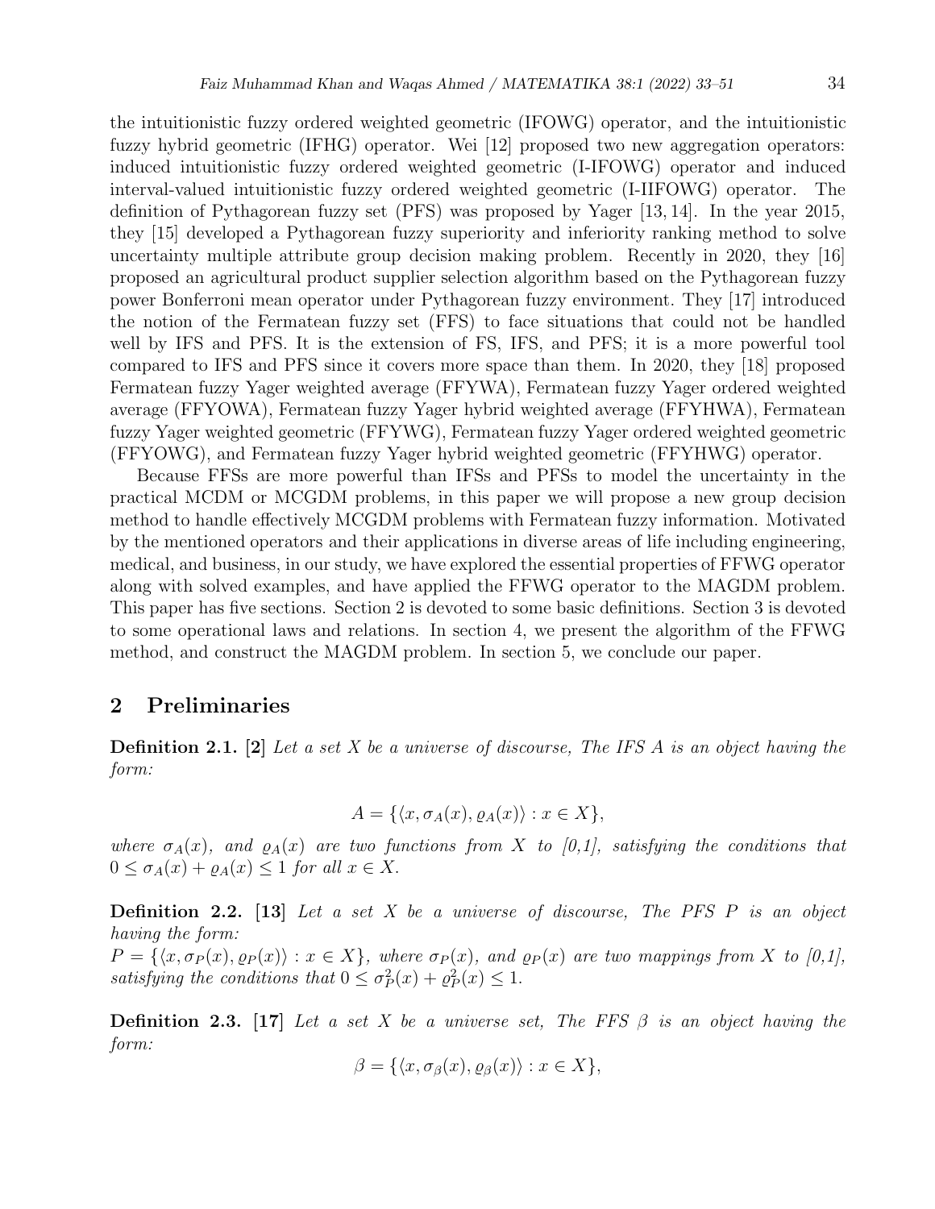the intuitionistic fuzzy ordered weighted geometric (IFOWG) operator, and the intuitionistic fuzzy hybrid geometric (IFHG) operator. Wei [12] proposed two new aggregation operators: induced intuitionistic fuzzy ordered weighted geometric (I-IFOWG) operator and induced interval-valued intuitionistic fuzzy ordered weighted geometric (I-IIFOWG) operator. The definition of Pythagorean fuzzy set (PFS) was proposed by Yager [13, 14]. In the year 2015, they [15] developed a Pythagorean fuzzy superiority and inferiority ranking method to solve uncertainty multiple attribute group decision making problem. Recently in 2020, they [16] proposed an agricultural product supplier selection algorithm based on the Pythagorean fuzzy power Bonferroni mean operator under Pythagorean fuzzy environment. They [17] introduced the notion of the Fermatean fuzzy set (FFS) to face situations that could not be handled well by IFS and PFS. It is the extension of FS, IFS, and PFS; it is a more powerful tool compared to IFS and PFS since it covers more space than them. In 2020, they [18] proposed Fermatean fuzzy Yager weighted average (FFYWA), Fermatean fuzzy Yager ordered weighted average (FFYOWA), Fermatean fuzzy Yager hybrid weighted average (FFYHWA), Fermatean fuzzy Yager weighted geometric (FFYWG), Fermatean fuzzy Yager ordered weighted geometric (FFYOWG), and Fermatean fuzzy Yager hybrid weighted geometric (FFYHWG) operator.

Because FFSs are more powerful than IFSs and PFSs to model the uncertainty in the practical MCDM or MCGDM problems, in this paper we will propose a new group decision method to handle effectively MCGDM problems with Fermatean fuzzy information. Motivated by the mentioned operators and their applications in diverse areas of life including engineering, medical, and business, in our study, we have explored the essential properties of FFWG operator along with solved examples, and have applied the FFWG operator to the MAGDM problem. This paper has five sections. Section 2 is devoted to some basic definitions. Section 3 is devoted to some operational laws and relations. In section 4, we present the algorithm of the FFWG method, and construct the MAGDM problem. In section 5, we conclude our paper.

## 2 Preliminaries

**Definition 2.1.** **[2]** *Let a set $X$ be a universe of discourse, The IFS $A$ is an object having the form:*

$$A = \{\langle x, \sigma_A(x), \varrho_A(x)\rangle : x \in X\},$$

*where $\sigma_A(x)$, and $\varrho_A(x)$ are two functions from $X$ to [0,1], satisfying the conditions that $0 \leq \sigma_A(x) + \varrho_A(x) \leq 1$ for all $x \in X$.*

**Definition 2.2.** **[13]** *Let a set $X$ be a universe of discourse, The PFS $P$ is an object having the form:*
*$P = \{\langle x, \sigma_P(x), \varrho_P(x)\rangle : x \in X\}$, where $\sigma_P(x)$, and $\varrho_P(x)$ are two mappings from $X$ to [0,1], satisfying the conditions that $0 \leq \sigma_P^2(x) + \varrho_P^2(x) \leq 1$.*

**Definition 2.3.** **[17]** *Let a set $X$ be a universe set, The FFS $\beta$ is an object having the form:*

$$\beta = \{\langle x, \sigma_\beta(x), \varrho_\beta(x)\rangle : x \in X\},$$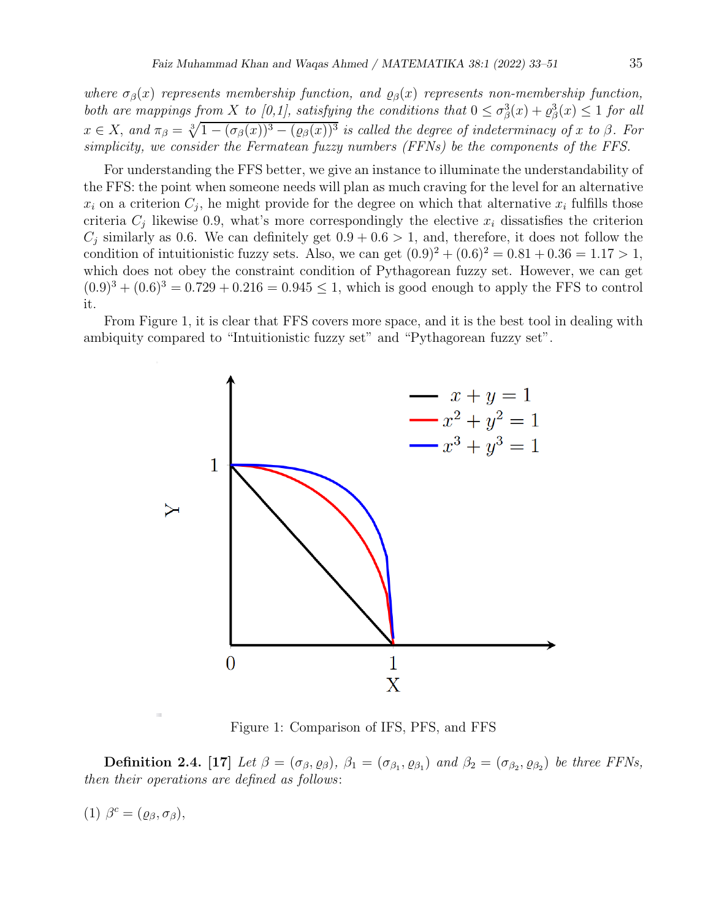*where $\sigma_\beta(x)$ represents membership function, and $\varrho_\beta(x)$ represents non-membership function, both are mappings from $X$ to [0,1], satisfying the conditions that $0 \leq \sigma_\beta^3(x) + \varrho_\beta^3(x) \leq 1$ for all $x \in X$, and $\pi_\beta = \sqrt[3]{1 - (\sigma_\beta(x))^3 - (\varrho_\beta(x))^3}$ is called the degree of indeterminacy of $x$ to $\beta$. For simplicity, we consider the Fermatean fuzzy numbers (FFNs) be the components of the FFS.*

For understanding the FFS better, we give an instance to illuminate the understandability of the FFS: the point when someone needs will plan as much craving for the level for an alternative $x_i$ on a criterion $C_j$, he might provide for the degree on which that alternative $x_i$ fulfills those criteria $C_j$ likewise 0.9, what's more correspondingly the elective $x_i$ dissatisfies the criterion $C_j$ similarly as 0.6. We can definitely get $0.9 + 0.6 > 1$, and, therefore, it does not follow the condition of intuitionistic fuzzy sets. Also, we can get $(0.9)^2 + (0.6)^2 = 0.81 + 0.36 = 1.17 > 1$, which does not obey the constraint condition of Pythagorean fuzzy set. However, we can get $(0.9)^3 + (0.6)^3 = 0.729 + 0.216 = 0.945 \leq 1$, which is good enough to apply the FFS to control it.

From Figure 1, it is clear that FFS covers more space, and it is the best tool in dealing with ambiquity compared to "Intuitionistic fuzzy set" and "Pythagorean fuzzy set".

Figure 1: Comparison of IFS, PFS, and FFS

**Definition 2.4.** **[17]** *Let $\beta = (\sigma_\beta, \varrho_\beta)$, $\beta_1 = (\sigma_{\beta_1}, \varrho_{\beta_1})$ and $\beta_2 = (\sigma_{\beta_2}, \varrho_{\beta_2})$ be three FFNs, then their operations are defined as follows*:

(1) $\beta^c = (\varrho_\beta, \sigma_\beta)$,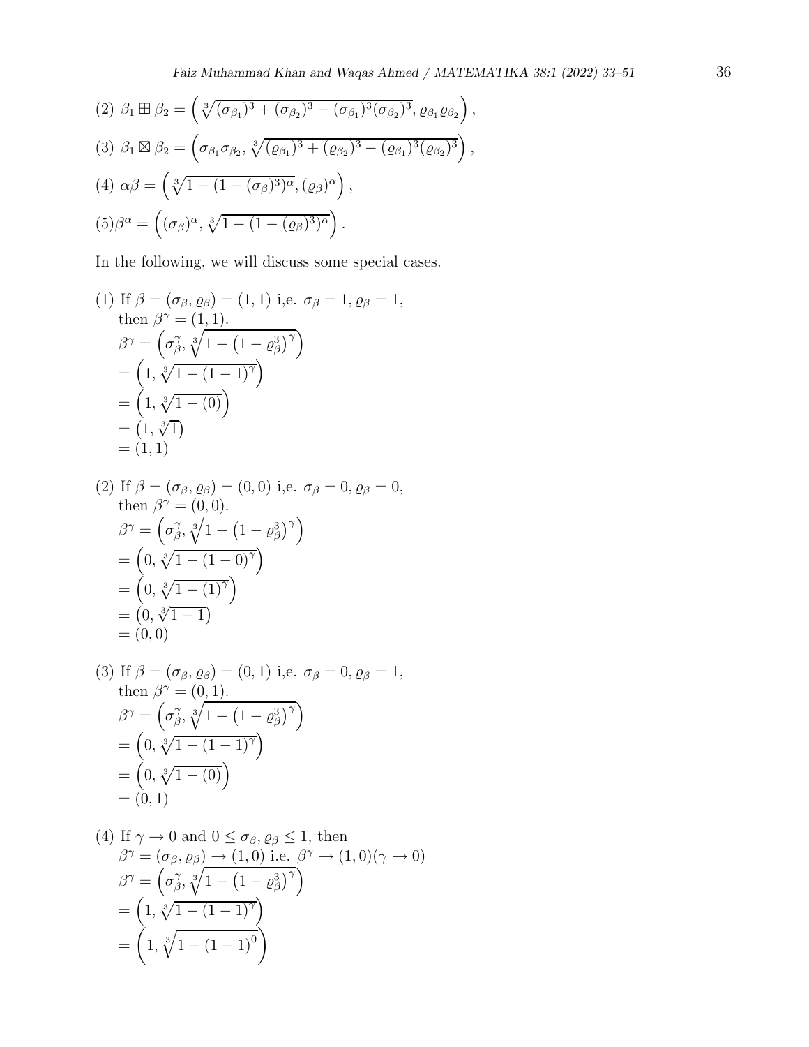(2) $\beta_1 \boxplus \beta_2 = \left(\sqrt[3]{(\sigma_{\beta_1})^3 + (\sigma_{\beta_2})^3 - (\sigma_{\beta_1})^3(\sigma_{\beta_2})^3}, \varrho_{\beta_1}\varrho_{\beta_2}\right)$,

(3) $\beta_1 \boxtimes \beta_2 = \left(\sigma_{\beta_1}\sigma_{\beta_2}, \sqrt[3]{(\varrho_{\beta_1})^3 + (\varrho_{\beta_2})^3 - (\varrho_{\beta_1})^3(\varrho_{\beta_2})^3}\right)$,

(4) $\alpha\beta = \left(\sqrt[3]{1 - (1 - (\sigma_\beta)^3)^\alpha}, (\varrho_\beta)^\alpha\right)$,

(5)$\beta^\alpha = \left((\sigma_\beta)^\alpha, \sqrt[3]{1 - (1 - (\varrho_\beta)^3)^\alpha}\right)$.

In the following, we will discuss some special cases.

(1) If $\beta = (\sigma_\beta, \varrho_\beta) = (1, 1)$ i,e. $\sigma_\beta = 1, \varrho_\beta = 1$, then $\beta^\gamma = (1, 1)$.

$$
\begin{aligned}
\beta^\gamma &= \left(\sigma_\beta^\gamma, \sqrt[3]{1 - \left(1 - \varrho_\beta^3\right)^\gamma}\right) \\
&= \left(1, \sqrt[3]{1 - (1-1)^\gamma}\right) \\
&= \left(1, \sqrt[3]{1 - (0)}\right) \\
&= \left(1, \sqrt[3]{1}\right) \\
&= (1, 1)
\end{aligned}
$$

(2) If $\beta = (\sigma_\beta, \varrho_\beta) = (0, 0)$ i,e. $\sigma_\beta = 0, \varrho_\beta = 0$, then $\beta^\gamma = (0, 0)$.

$$
\begin{aligned}
\beta^\gamma &= \left(\sigma_\beta^\gamma, \sqrt[3]{1 - \left(1 - \varrho_\beta^3\right)^\gamma}\right) \\
&= \left(0, \sqrt[3]{1 - (1-0)^\gamma}\right) \\
&= \left(0, \sqrt[3]{1 - (1)^\gamma}\right) \\
&= \left(0, \sqrt[3]{1 - 1}\right) \\
&= (0, 0)
\end{aligned}
$$

(3) If $\beta = (\sigma_\beta, \varrho_\beta) = (0, 1)$ i,e. $\sigma_\beta = 0, \varrho_\beta = 1$, then $\beta^\gamma = (0, 1)$.

$$
\begin{aligned}
\beta^\gamma &= \left(\sigma_\beta^\gamma, \sqrt[3]{1 - \left(1 - \varrho_\beta^3\right)^\gamma}\right) \\
&= \left(0, \sqrt[3]{1 - (1-1)^\gamma}\right) \\
&= \left(0, \sqrt[3]{1 - (0)}\right) \\
&= (0, 1)
\end{aligned}
$$

(4) If $\gamma \to 0$ and $0 \le \sigma_\beta, \varrho_\beta \le 1$, then $\beta^\gamma = (\sigma_\beta, \varrho_\beta) \to (1, 0)$ i.e. $\beta^\gamma \to (1, 0)(\gamma \to 0)$

$$
\begin{aligned}
\beta^\gamma &= \left(\sigma_\beta^\gamma, \sqrt[3]{1 - \left(1 - \varrho_\beta^3\right)^\gamma}\right) \\
&= \left(1, \sqrt[3]{1 - (1-1)^\gamma}\right) \\
&= \left(1, \sqrt[3]{1 - (1-1)^0}\right)
\end{aligned}
$$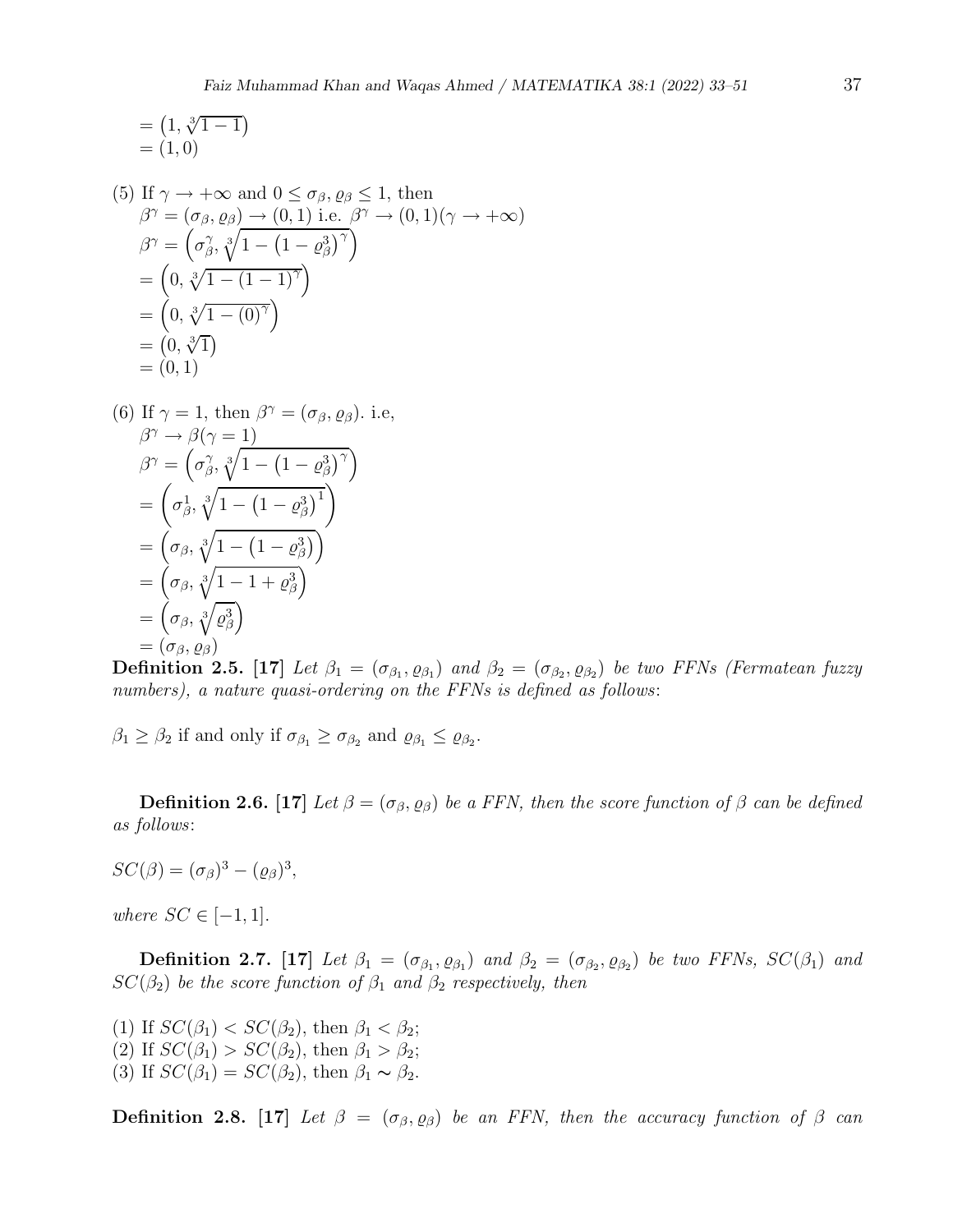$= \left(1, \sqrt[3]{1-1}\right)$
$= (1, 0)$

(5) If $\gamma \to +\infty$ and $0 \leq \sigma_\beta, \varrho_\beta \leq 1$, then
$\beta^\gamma = (\sigma_\beta, \varrho_\beta) \to (0,1)$ i.e. $\beta^\gamma \to (0,1)(\gamma \to +\infty)$
$\beta^\gamma = \left(\sigma_\beta^\gamma, \sqrt[3]{1-\left(1-\varrho_\beta^3\right)^\gamma}\right)$
$= \left(0, \sqrt[3]{1-(1-1)^\gamma}\right)$
$= \left(0, \sqrt[3]{1-(0)^\gamma}\right)$
$= \left(0, \sqrt[3]{1}\right)$
$= (0, 1)$

(6) If $\gamma = 1$, then $\beta^\gamma = (\sigma_\beta, \varrho_\beta)$. i.e,
$\beta^\gamma \to \beta(\gamma = 1)$
$\beta^\gamma = \left(\sigma_\beta^\gamma, \sqrt[3]{1-\left(1-\varrho_\beta^3\right)^\gamma}\right)$
$= \left(\sigma_\beta^1, \sqrt[3]{1-\left(1-\varrho_\beta^3\right)^1}\right)$
$= \left(\sigma_\beta, \sqrt[3]{1-\left(1-\varrho_\beta^3\right)}\right)$
$= \left(\sigma_\beta, \sqrt[3]{1-1+\varrho_\beta^3}\right)$
$= \left(\sigma_\beta, \sqrt[3]{\varrho_\beta^3}\right)$
$= (\sigma_\beta, \varrho_\beta)$

**Definition 2.5. [17]** *Let $\beta_1 = (\sigma_{\beta_1}, \varrho_{\beta_1})$ and $\beta_2 = (\sigma_{\beta_2}, \varrho_{\beta_2})$ be two FFNs (Fermatean fuzzy numbers), a nature quasi-ordering on the FFNs is defined as follows*:

$\beta_1 \geq \beta_2$ if and only if $\sigma_{\beta_1} \geq \sigma_{\beta_2}$ and $\varrho_{\beta_1} \leq \varrho_{\beta_2}$.

**Definition 2.6. [17]** *Let $\beta = (\sigma_\beta, \varrho_\beta)$ be a FFN, then the score function of $\beta$ can be defined as follows*:

$SC(\beta) = (\sigma_\beta)^3 - (\varrho_\beta)^3$,

*where $SC \in [-1, 1]$.*

**Definition 2.7. [17]** *Let $\beta_1 = (\sigma_{\beta_1}, \varrho_{\beta_1})$ and $\beta_2 = (\sigma_{\beta_2}, \varrho_{\beta_2})$ be two FFNs, $SC(\beta_1)$ and $SC(\beta_2)$ be the score function of $\beta_1$ and $\beta_2$ respectively, then*

(1) If $SC(\beta_1) < SC(\beta_2)$, then $\beta_1 < \beta_2$;
(2) If $SC(\beta_1) > SC(\beta_2)$, then $\beta_1 > \beta_2$;
(3) If $SC(\beta_1) = SC(\beta_2)$, then $\beta_1 \sim \beta_2$.

**Definition 2.8. [17]** *Let $\beta = (\sigma_\beta, \varrho_\beta)$ be an FFN, then the accuracy function of $\beta$ can*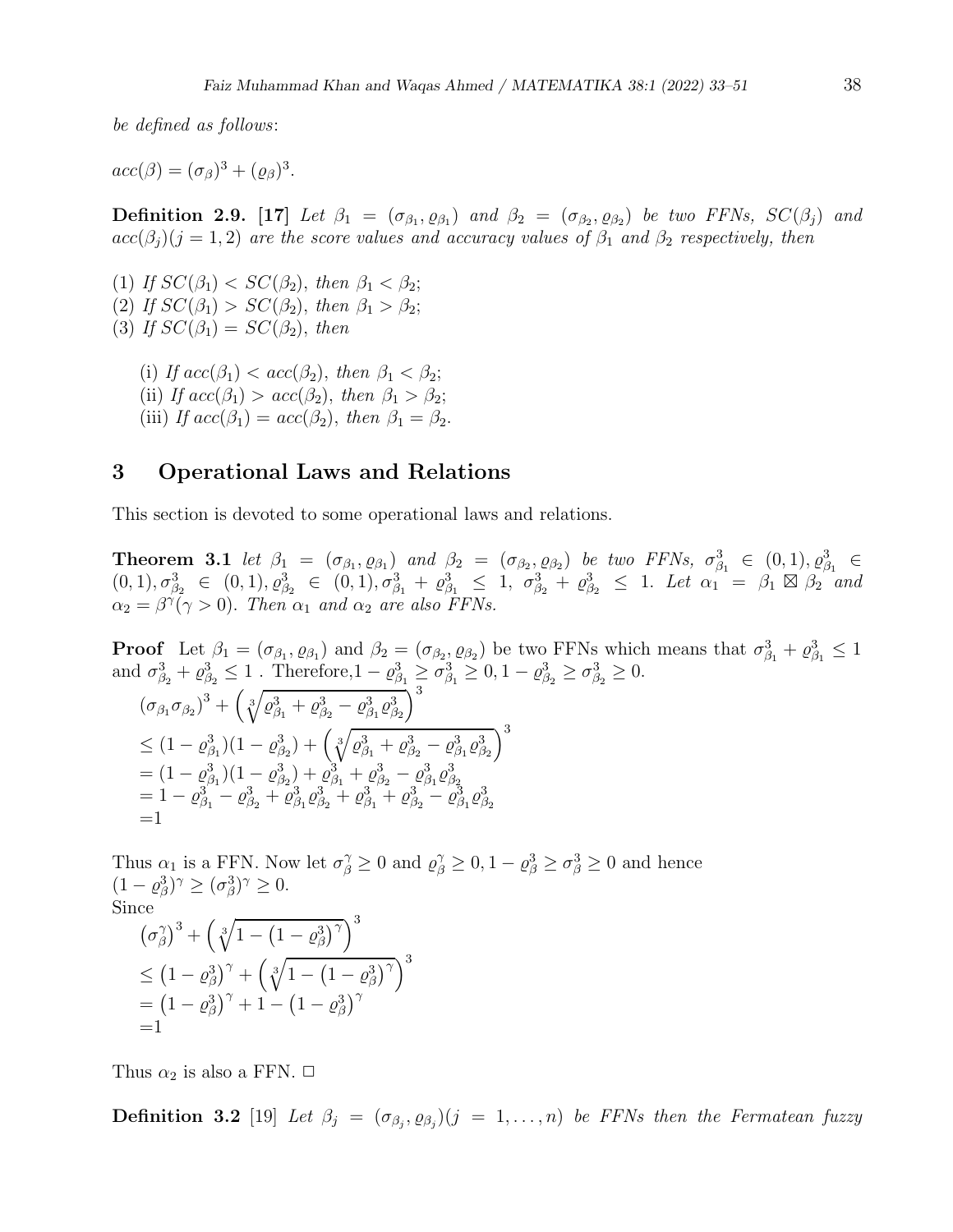*be defined as follows*:

$acc(\beta) = (\sigma_\beta)^3 + (\varrho_\beta)^3.$

**Definition 2.9. [17]** *Let $\beta_1 = (\sigma_{\beta_1}, \varrho_{\beta_1})$ and $\beta_2 = (\sigma_{\beta_2}, \varrho_{\beta_2})$ be two FFNs, $SC(\beta_j)$ and $acc(\beta_j)(j = 1, 2)$ are the score values and accuracy values of $\beta_1$ and $\beta_2$ respectively, then*

(1) *If $SC(\beta_1) < SC(\beta_2)$, then $\beta_1 < \beta_2$;*
(2) *If $SC(\beta_1) > SC(\beta_2)$, then $\beta_1 > \beta_2$;*
(3) *If $SC(\beta_1) = SC(\beta_2)$, then*

- (i) *If $acc(\beta_1) < acc(\beta_2)$, then $\beta_1 < \beta_2$;*
- (ii) *If $acc(\beta_1) > acc(\beta_2)$, then $\beta_1 > \beta_2$;*
- (iii) *If $acc(\beta_1) = acc(\beta_2)$, then $\beta_1 = \beta_2$.*

## 3 Operational Laws and Relations

This section is devoted to some operational laws and relations.

**Theorem 3.1** *let $\beta_1 = (\sigma_{\beta_1}, \varrho_{\beta_1})$ and $\beta_2 = (\sigma_{\beta_2}, \varrho_{\beta_2})$ be two FFNs, $\sigma^3_{\beta_1} \in (0,1), \varrho^3_{\beta_1} \in (0,1), \sigma^3_{\beta_2} \in (0,1), \varrho^3_{\beta_2} \in (0,1), \sigma^3_{\beta_1} + \varrho^3_{\beta_1} \leq 1$, $\sigma^3_{\beta_2} + \varrho^3_{\beta_2} \leq 1$. Let $\alpha_1 = \beta_1 \boxtimes \beta_2$ and $\alpha_2 = \beta^\gamma (\gamma > 0)$. Then $\alpha_1$ and $\alpha_2$ are also FFNs.*

**Proof** Let $\beta_1 = (\sigma_{\beta_1}, \varrho_{\beta_1})$ and $\beta_2 = (\sigma_{\beta_2}, \varrho_{\beta_2})$ be two FFNs which means that $\sigma^3_{\beta_1} + \varrho^3_{\beta_1} \leq 1$ and $\sigma^3_{\beta_2} + \varrho^3_{\beta_2} \leq 1$ . Therefore,$1 - \varrho^3_{\beta_1} \geq \sigma^3_{\beta_1} \geq 0, 1 - \varrho^3_{\beta_2} \geq \sigma^3_{\beta_2} \geq 0$.

$$
\begin{aligned}
&(\sigma_{\beta_1}\sigma_{\beta_2})^3 + \left(\sqrt[3]{\varrho^3_{\beta_1} + \varrho^3_{\beta_2} - \varrho^3_{\beta_1}\varrho^3_{\beta_2}}\right)^3 \\
&\leq (1 - \varrho^3_{\beta_1})(1 - \varrho^3_{\beta_2}) + \left(\sqrt[3]{\varrho^3_{\beta_1} + \varrho^3_{\beta_2} - \varrho^3_{\beta_1}\varrho^3_{\beta_2}}\right)^3 \\
&= (1 - \varrho^3_{\beta_1})(1 - \varrho^3_{\beta_2}) + \varrho^3_{\beta_1} + \varrho^3_{\beta_2} - \varrho^3_{\beta_1}\varrho^3_{\beta_2} \\
&= 1 - \varrho^3_{\beta_1} - \varrho^3_{\beta_2} + \varrho^3_{\beta_1}\varrho^3_{\beta_2} + \varrho^3_{\beta_1} + \varrho^3_{\beta_2} - \varrho^3_{\beta_1}\varrho^3_{\beta_2} \\
&=1
\end{aligned}
$$

Thus $\alpha_1$ is a FFN. Now let $\sigma^\gamma_\beta \geq 0$ and $\varrho^\gamma_\beta \geq 0, 1 - \varrho^3_\beta \geq \sigma^3_\beta \geq 0$ and hence $(1 - \varrho^3_\beta)^\gamma \geq (\sigma^3_\beta)^\gamma \geq 0$.
Since

$$
\begin{aligned}
&\left(\sigma^\gamma_\beta\right)^3 + \left(\sqrt[3]{1 - \left(1 - \varrho^3_\beta\right)^\gamma}\right)^3 \\
&\leq \left(1 - \varrho^3_\beta\right)^\gamma + \left(\sqrt[3]{1 - \left(1 - \varrho^3_\beta\right)^\gamma}\right)^3 \\
&= \left(1 - \varrho^3_\beta\right)^\gamma + 1 - \left(1 - \varrho^3_\beta\right)^\gamma \\
&=1
\end{aligned}
$$

Thus $\alpha_2$ is also a FFN. □

**Definition 3.2** [19] *Let $\beta_j = (\sigma_{\beta_j}, \varrho_{\beta_j})(j = 1, \ldots, n)$ be FFNs then the Fermatean fuzzy*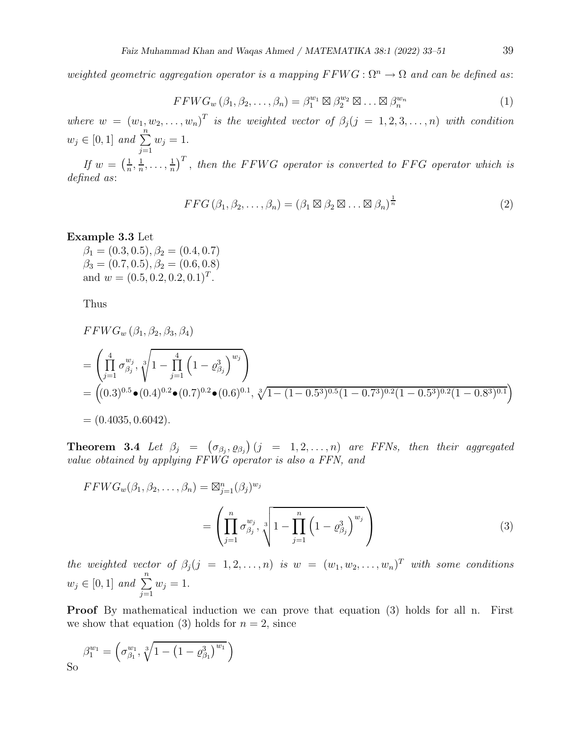*weighted geometric aggregation operator is a mapping $FFWG : \Omega^n \to \Omega$ and can be defined as*:

$$FFWG_w(\beta_1, \beta_2, \ldots, \beta_n) = \beta_1^{w_1} \boxtimes \beta_2^{w_2} \boxtimes \ldots \boxtimes \beta_n^{w_n} \tag{1}$$

*where $w = (w_1, w_2, \ldots, w_n)^T$ is the weighted vector of $\beta_j (j = 1, 2, 3, \ldots, n)$ with condition $w_j \in [0, 1]$ and $\sum_{j=1}^{n} w_j = 1$.*

*If $w = \left(\frac{1}{n}, \frac{1}{n}, \ldots, \frac{1}{n}\right)^T$, then the $FFWG$ operator is converted to $FFG$ operator which is defined as*:

$$FFG(\beta_1, \beta_2, \ldots, \beta_n) = (\beta_1 \boxtimes \beta_2 \boxtimes \ldots \boxtimes \beta_n)^{\frac{1}{n}} \tag{2}$$

**Example 3.3** Let
$\beta_1 = (0.3, 0.5), \beta_2 = (0.4, 0.7)$
$\beta_3 = (0.7, 0.5), \beta_2 = (0.6, 0.8)$
and $w = (0.5, 0.2, 0.2, 0.1)^T$.

Thus

$$\begin{aligned}
&FFWG_w(\beta_1, \beta_2, \beta_3, \beta_4) \\
&= \left( \prod_{j=1}^{4} \sigma_{\beta_j}^{w_j}, \sqrt[3]{1 - \prod_{j=1}^{4} \left(1 - \varrho_{\beta_j}^3\right)^{w_j}} \right) \\
&= \left( (0.3)^{0.5} \bullet (0.4)^{0.2} \bullet (0.7)^{0.2} \bullet (0.6)^{0.1}, \sqrt[3]{1 - (1 - 0.5^3)^{0.5}(1 - 0.7^3)^{0.2}(1 - 0.5^3)^{0.2}(1 - 0.8^3)^{0.1}} \right) \\
&= (0.4035, 0.6042).
\end{aligned}$$

**Theorem 3.4** *Let $\beta_j = \left(\sigma_{\beta_j}, \varrho_{\beta_j}\right) (j = 1, 2, \ldots, n)$ are FFNs, then their aggregated value obtained by applying FFWG operator is also a FFN, and*

$$\begin{aligned}
FFWG_w(\beta_1, \beta_2, \ldots, \beta_n) &= \boxtimes_{j=1}^{n} (\beta_j)^{w_j} \\
&= \left( \prod_{j=1}^{n} \sigma_{\beta_j}^{w_j}, \sqrt[3]{1 - \prod_{j=1}^{n} \left(1 - \varrho_{\beta_j}^3\right)^{w_j}} \right)
\end{aligned} \tag{3}$$

*the weighted vector of $\beta_j (j = 1, 2, \ldots, n)$ is $w = (w_1, w_2, \ldots, w_n)^T$ with some conditions $w_j \in [0, 1]$ and $\sum_{j=1}^{n} w_j = 1$.*

**Proof** By mathematical induction we can prove that equation (3) holds for all n. First we show that equation (3) holds for $n = 2$, since

$$\beta_1^{w_1} = \left( \sigma_{\beta_1}^{w_1}, \sqrt[3]{1 - \left(1 - \varrho_{\beta_1}^3\right)^{w_1}} \right)$$

So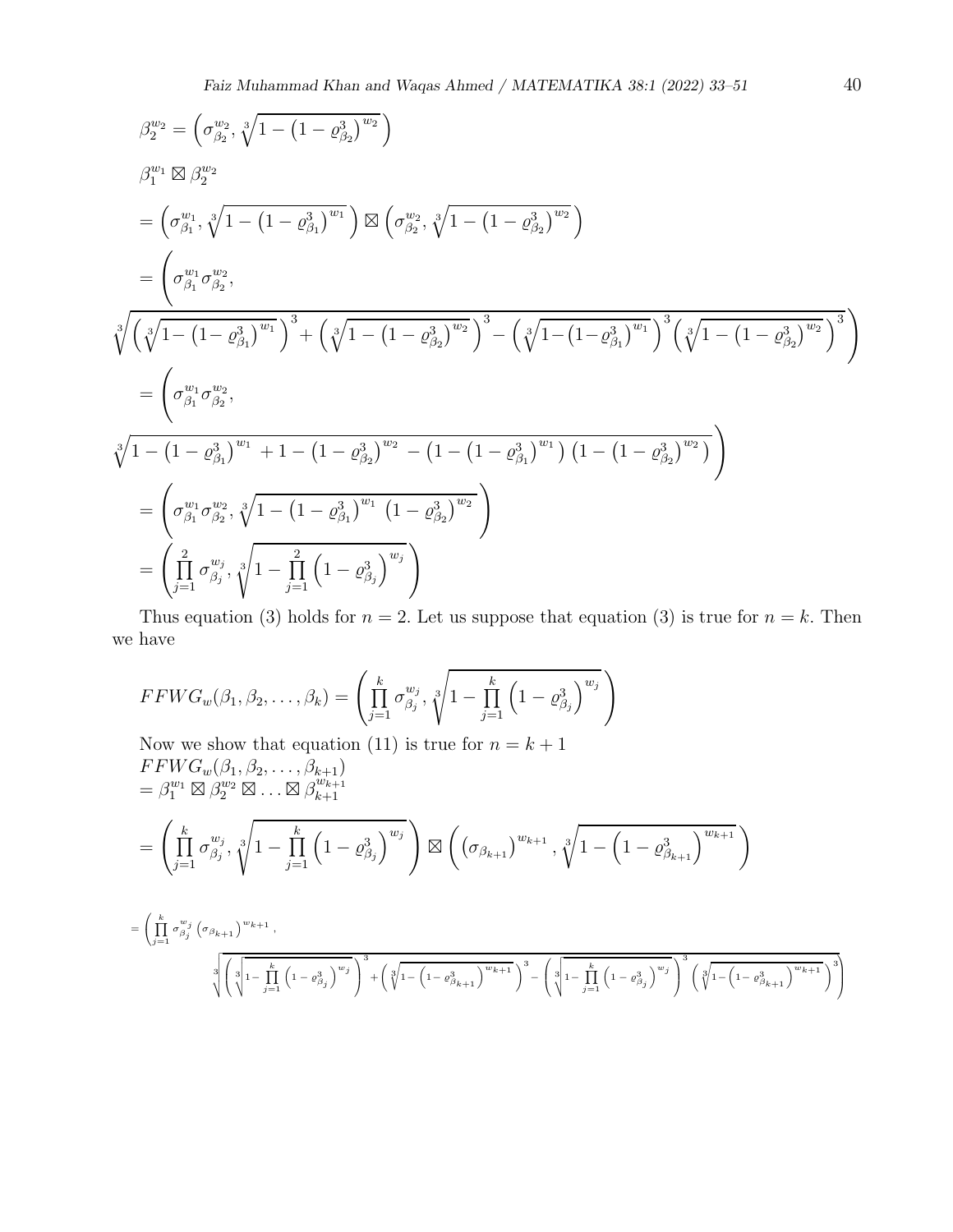$$\beta_2^{w_2} = \left(\sigma_{\beta_2}^{w_2}, \sqrt[3]{1-\left(1-\varrho_{\beta_2}^3\right)^{w_2}}\right)$$

$$\beta_1^{w_1} \boxtimes \beta_2^{w_2}$$

$$= \left(\sigma_{\beta_1}^{w_1}, \sqrt[3]{1-\left(1-\varrho_{\beta_1}^3\right)^{w_1}}\right) \boxtimes \left(\sigma_{\beta_2}^{w_2}, \sqrt[3]{1-\left(1-\varrho_{\beta_2}^3\right)^{w_2}}\right)$$

$$= \left(\sigma_{\beta_1}^{w_1}\sigma_{\beta_2}^{w_2}, \sqrt[3]{\left(\sqrt[3]{1-\left(1-\varrho_{\beta_1}^3\right)^{w_1}}\right)^3 + \left(\sqrt[3]{1-\left(1-\varrho_{\beta_2}^3\right)^{w_2}}\right)^3 - \left(\sqrt[3]{1-\left(1-\varrho_{\beta_1}^3\right)^{w_1}}\right)^3\left(\sqrt[3]{1-\left(1-\varrho_{\beta_2}^3\right)^{w_2}}\right)^3}\right)$$

$$= \left(\sigma_{\beta_1}^{w_1}\sigma_{\beta_2}^{w_2}, \sqrt[3]{1-\left(1-\varrho_{\beta_1}^3\right)^{w_1} + 1-\left(1-\varrho_{\beta_2}^3\right)^{w_2} - \left(1-\left(1-\varrho_{\beta_1}^3\right)^{w_1}\right)\left(1-\left(1-\varrho_{\beta_2}^3\right)^{w_2}\right)}\right)$$

$$= \left(\sigma_{\beta_1}^{w_1}\sigma_{\beta_2}^{w_2}, \sqrt[3]{1-\left(1-\varrho_{\beta_1}^3\right)^{w_1}\left(1-\varrho_{\beta_2}^3\right)^{w_2}}\right)$$

$$= \left(\prod_{j=1}^{2}\sigma_{\beta_j}^{w_j}, \sqrt[3]{1-\prod_{j=1}^{2}\left(1-\varrho_{\beta_j}^3\right)^{w_j}}\right)$$

Thus equation (3) holds for $n = 2$. Let us suppose that equation (3) is true for $n = k$. Then we have

$$FFWG_w(\beta_1, \beta_2, \ldots, \beta_k) = \left(\prod_{j=1}^{k}\sigma_{\beta_j}^{w_j}, \sqrt[3]{1-\prod_{j=1}^{k}\left(1-\varrho_{\beta_j}^3\right)^{w_j}}\right)$$

Now we show that equation (11) is true for $n = k+1$

$$FFWG_w(\beta_1, \beta_2, \ldots, \beta_{k+1})$$
$$= \beta_1^{w_1} \boxtimes \beta_2^{w_2} \boxtimes \ldots \boxtimes \beta_{k+1}^{w_{k+1}}$$

$$= \left(\prod_{j=1}^{k}\sigma_{\beta_j}^{w_j}, \sqrt[3]{1-\prod_{j=1}^{k}\left(1-\varrho_{\beta_j}^3\right)^{w_j}}\right) \boxtimes \left(\left(\sigma_{\beta_{k+1}}\right)^{w_{k+1}}, \sqrt[3]{1-\left(1-\varrho_{\beta_{k+1}}^3\right)^{w_{k+1}}}\right)$$

$$= \left(\prod_{j=1}^{k}\sigma_{\beta_j}^{w_j}\left(\sigma_{\beta_{k+1}}\right)^{w_{k+1}}, \sqrt[3]{\left(\sqrt[3]{1-\prod_{j=1}^{k}\left(1-\varrho_{\beta_j}^3\right)^{w_j}}\right)^3 + \left(\sqrt[3]{1-\left(1-\varrho_{\beta_{k+1}}^3\right)^{w_{k+1}}}\right)^3 - \left(\sqrt[3]{1-\prod_{j=1}^{k}\left(1-\varrho_{\beta_j}^3\right)^{w_j}}\right)^3\left(\sqrt[3]{1-\left(1-\varrho_{\beta_{k+1}}^3\right)^{w_{k+1}}}\right)^3}\right)$$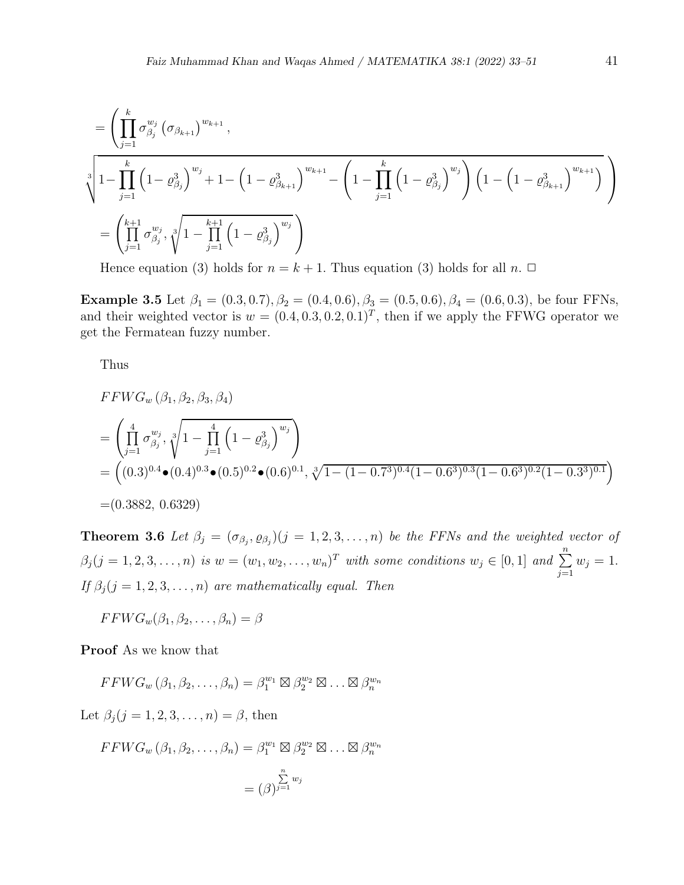$$
= \left( \prod_{j=1}^{k} \sigma_{\beta_j}^{w_j} \left(\sigma_{\beta_{k+1}}\right)^{w_{k+1}}, \right.
$$

$$
\left. \sqrt[3]{1 - \prod_{j=1}^{k} \left(1 - \varrho_{\beta_j}^3\right)^{w_j} + 1 - \left(1 - \varrho_{\beta_{k+1}}^3\right)^{w_{k+1}} - \left(1 - \prod_{j=1}^{k} \left(1 - \varrho_{\beta_j}^3\right)^{w_j}\right) \left(1 - \left(1 - \varrho_{\beta_{k+1}}^3\right)^{w_{k+1}}\right)} \right)
$$

$$
= \left( \prod_{j=1}^{k+1} \sigma_{\beta_j}^{w_j}, \sqrt[3]{1 - \prod_{j=1}^{k+1} \left(1 - \varrho_{\beta_j}^3\right)^{w_j}} \right)
$$

Hence equation (3) holds for $n = k + 1$. Thus equation (3) holds for all $n$. □

**Example 3.5** Let $\beta_1 = (0.3, 0.7), \beta_2 = (0.4, 0.6), \beta_3 = (0.5, 0.6), \beta_4 = (0.6, 0.3)$, be four FFNs, and their weighted vector is $w = (0.4, 0.3, 0.2, 0.1)^T$, then if we apply the FFWG operator we get the Fermatean fuzzy number.

Thus

$$
FFWG_w(\beta_1, \beta_2, \beta_3, \beta_4)
$$

$$
= \left( \prod_{j=1}^{4} \sigma_{\beta_j}^{w_j}, \sqrt[3]{1 - \prod_{j=1}^{4} \left(1 - \varrho_{\beta_j}^3\right)^{w_j}} \right)
$$

$$
= \left( (0.3)^{0.4} \bullet (0.4)^{0.3} \bullet (0.5)^{0.2} \bullet (0.6)^{0.1}, \sqrt[3]{1 - (1 - 0.7^3)^{0.4}(1 - 0.6^3)^{0.3}(1 - 0.6^3)^{0.2}(1 - 0.3^3)^{0.1}} \right)
$$

$$
= (0.3882,\ 0.6329)
$$

**Theorem 3.6** *Let $\beta_j = (\sigma_{\beta_j}, \varrho_{\beta_j})(j = 1, 2, 3, \ldots, n)$ be the FFNs and the weighted vector of $\beta_j(j = 1, 2, 3, \ldots, n)$ is $w = (w_1, w_2, \ldots, w_n)^T$ with some conditions $w_j \in [0, 1]$ and $\sum_{j=1}^{n} w_j = 1$. If $\beta_j(j = 1, 2, 3, \ldots, n)$ are mathematically equal. Then*

$$
FFWG_w(\beta_1, \beta_2, \ldots, \beta_n) = \beta
$$

**Proof** As we know that

$$
FFWG_w(\beta_1, \beta_2, \ldots, \beta_n) = \beta_1^{w_1} \boxtimes \beta_2^{w_2} \boxtimes \ldots \boxtimes \beta_n^{w_n}
$$

Let $\beta_j(j = 1, 2, 3, \ldots, n) = \beta$, then

$$
FFWG_w(\beta_1, \beta_2, \ldots, \beta_n) = \beta_1^{w_1} \boxtimes \beta_2^{w_2} \boxtimes \ldots \boxtimes \beta_n^{w_n}
$$

$$
= (\beta)^{\sum_{j=1}^{n} w_j}
$$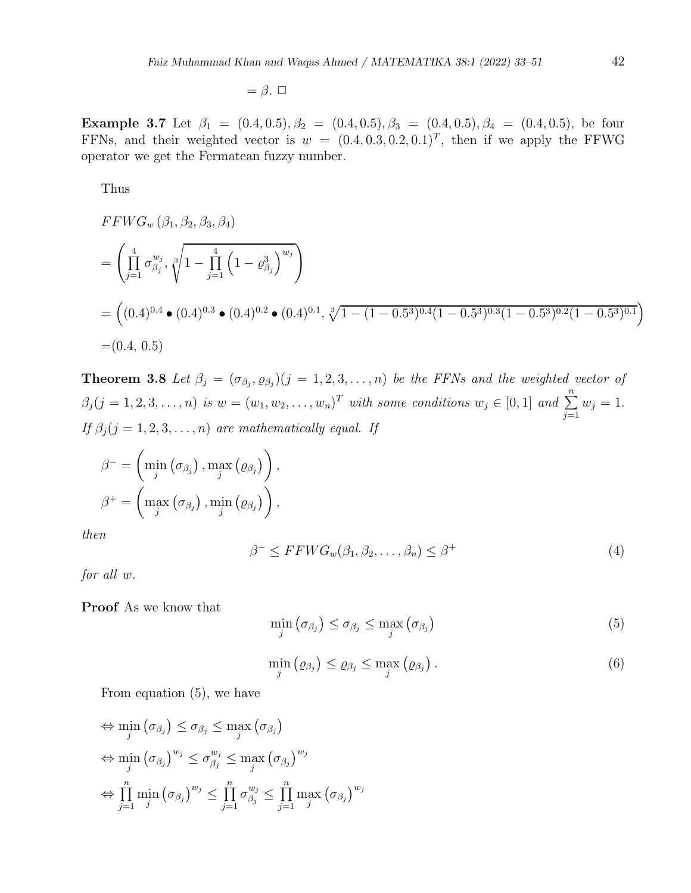$$= \beta. \ \square$$

**Example 3.7** Let $\beta_1 = (0.4, 0.5), \beta_2 = (0.4, 0.5), \beta_3 = (0.4, 0.5), \beta_4 = (0.4, 0.5)$, be four FFNs, and their weighted vector is $w = (0.4, 0.3, 0.2, 0.1)^T$, then if we apply the FFWG operator we get the Fermatean fuzzy number.

Thus

$$FFWG_w(\beta_1, \beta_2, \beta_3, \beta_4)$$

$$= \left( \prod_{j=1}^{4} \sigma_{\beta_j}^{w_j}, \sqrt[3]{1 - \prod_{j=1}^{4} \left(1 - \varrho_{\beta_j}^3\right)^{w_j}} \right)$$

$$= \left( (0.4)^{0.4} \bullet (0.4)^{0.3} \bullet (0.4)^{0.2} \bullet (0.4)^{0.1}, \sqrt[3]{1 - (1 - 0.5^3)^{0.4}(1 - 0.5^3)^{0.3}(1 - 0.5^3)^{0.2}(1 - 0.5^3)^{0.1}} \right)$$

$$= (0.4,\ 0.5)$$

**Theorem 3.8** *Let $\beta_j = (\sigma_{\beta_j}, \varrho_{\beta_j}) (j = 1, 2, 3, \ldots, n)$ be the FFNs and the weighted vector of $\beta_j (j = 1, 2, 3, \ldots, n)$ is $w = (w_1, w_2, \ldots, w_n)^T$ with some conditions $w_j \in [0, 1]$ and $\sum_{j=1}^{n} w_j = 1$. If $\beta_j (j = 1, 2, 3, \ldots, n)$ are mathematically equal. If*

$$\beta^- = \left( \min_j \left(\sigma_{\beta_j}\right), \max_j \left(\varrho_{\beta_j}\right) \right),$$

$$\beta^+ = \left( \max_j \left(\sigma_{\beta_j}\right), \min_j \left(\varrho_{\beta_j}\right) \right),$$

*then*

$$\beta^- \leq FFWG_w(\beta_1, \beta_2, \ldots, \beta_n) \leq \beta^+ \tag{4}$$

*for all $w$.*

**Proof** As we know that

$$\min_j \left(\sigma_{\beta_j}\right) \leq \sigma_{\beta_j} \leq \max_j \left(\sigma_{\beta_j}\right) \tag{5}$$

$$\min_j \left(\varrho_{\beta_j}\right) \leq \varrho_{\beta_j} \leq \max_j \left(\varrho_{\beta_j}\right). \tag{6}$$

From equation (5), we have

$$\Leftrightarrow \min_j \left(\sigma_{\beta_j}\right) \leq \sigma_{\beta_j} \leq \max_j \left(\sigma_{\beta_j}\right)$$

$$\Leftrightarrow \min_j \left(\sigma_{\beta_j}\right)^{w_j} \leq \sigma_{\beta_j}^{w_j} \leq \max_j \left(\sigma_{\beta_j}\right)^{w_j}$$

$$\Leftrightarrow \prod_{j=1}^{n} \min_j \left(\sigma_{\beta_j}\right)^{w_j} \leq \prod_{j=1}^{n} \sigma_{\beta_j}^{w_j} \leq \prod_{j=1}^{n} \max_j \left(\sigma_{\beta_j}\right)^{w_j}$$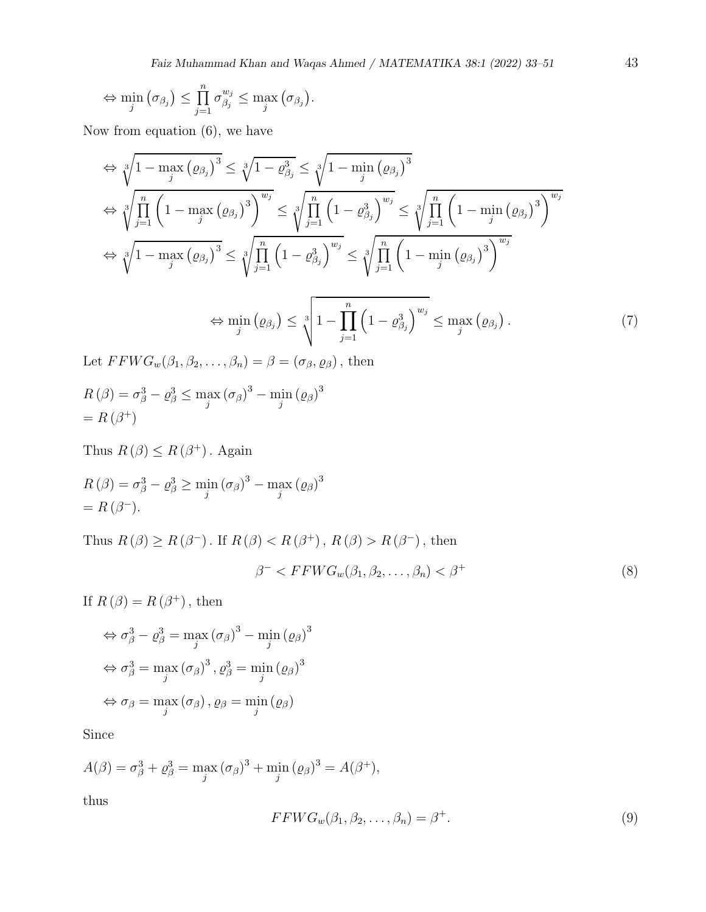$$\Leftrightarrow \min_j \left(\sigma_{\beta_j}\right) \leq \prod_{j=1}^{n} \sigma_{\beta_j}^{w_j} \leq \max_j \left(\sigma_{\beta_j}\right).$$

Now from equation (6), we have

$$\Leftrightarrow \sqrt[3]{1 - \max_j \left(\varrho_{\beta_j}\right)^3} \leq \sqrt[3]{1 - \varrho_{\beta_j}^3} \leq \sqrt[3]{1 - \min_j \left(\varrho_{\beta_j}\right)^3}$$

$$\Leftrightarrow \sqrt[3]{\prod_{j=1}^{n} \left(1 - \max_j \left(\varrho_{\beta_j}\right)^3\right)^{w_j}} \leq \sqrt[3]{\prod_{j=1}^{n} \left(1 - \varrho_{\beta_j}^3\right)^{w_j}} \leq \sqrt[3]{\prod_{j=1}^{n} \left(1 - \min_j \left(\varrho_{\beta_j}\right)^3\right)^{w_j}}$$

$$\Leftrightarrow \sqrt[3]{1 - \max_j \left(\varrho_{\beta_j}\right)^3} \leq \sqrt[3]{\prod_{j=1}^{n} \left(1 - \varrho_{\beta_j}^3\right)^{w_j}} \leq \sqrt[3]{\prod_{j=1}^{n} \left(1 - \min_j \left(\varrho_{\beta_j}\right)^3\right)^{w_j}}$$

$$\Leftrightarrow \min_j \left(\varrho_{\beta_j}\right) \leq \sqrt[3]{1 - \prod_{j=1}^{n} \left(1 - \varrho_{\beta_j}^3\right)^{w_j}} \leq \max_j \left(\varrho_{\beta_j}\right). \tag{7}$$

Let $FFWG_w(\beta_1, \beta_2, \ldots, \beta_n) = \beta = (\sigma_\beta, \varrho_\beta)$, then

$$R(\beta) = \sigma_\beta^3 - \varrho_\beta^3 \leq \max_j (\sigma_\beta)^3 - \min_j (\varrho_\beta)^3$$
$$= R(\beta^+)$$

Thus $R(\beta) \leq R(\beta^+)$. Again

$$R(\beta) = \sigma_\beta^3 - \varrho_\beta^3 \geq \min_j (\sigma_\beta)^3 - \max_j (\varrho_\beta)^3$$
$$= R(\beta^-).$$

Thus $R(\beta) \geq R(\beta^-)$. If $R(\beta) < R(\beta^+)$, $R(\beta) > R(\beta^-)$, then

$$\beta^- < FFWG_w(\beta_1, \beta_2, \ldots, \beta_n) < \beta^+ \tag{8}$$

If $R(\beta) = R(\beta^+)$, then

$$\Leftrightarrow \sigma_\beta^3 - \varrho_\beta^3 = \max_j (\sigma_\beta)^3 - \min_j (\varrho_\beta)^3$$

$$\Leftrightarrow \sigma_\beta^3 = \max_j (\sigma_\beta)^3, \varrho_\beta^3 = \min_j (\varrho_\beta)^3$$

$$\Leftrightarrow \sigma_\beta = \max_j (\sigma_\beta), \varrho_\beta = \min_j (\varrho_\beta)$$

Since

$$A(\beta) = \sigma_\beta^3 + \varrho_\beta^3 = \max_j (\sigma_\beta)^3 + \min_j (\varrho_\beta)^3 = A(\beta^+),$$

thus

$$FFWG_w(\beta_1, \beta_2, \ldots, \beta_n) = \beta^+. \tag{9}$$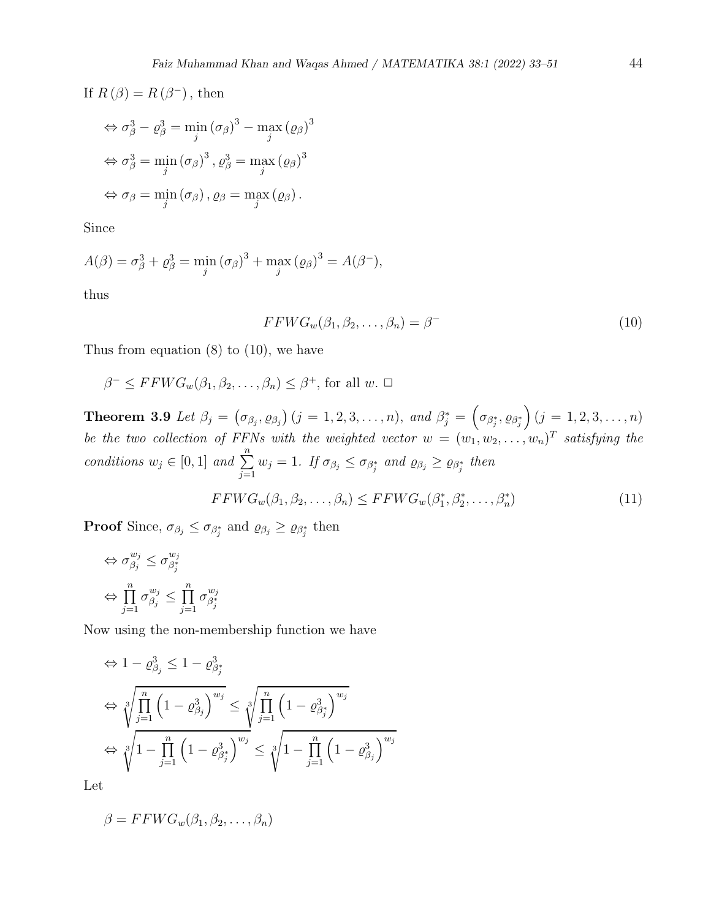If $R(\beta) = R(\beta^{-})$, then

$$\Leftrightarrow \sigma_{\beta}^{3} - \varrho_{\beta}^{3} = \min_{j} (\sigma_{\beta})^{3} - \max_{j} (\varrho_{\beta})^{3}$$

$$\Leftrightarrow \sigma_{\beta}^{3} = \min_{j} (\sigma_{\beta})^{3}, \varrho_{\beta}^{3} = \max_{j} (\varrho_{\beta})^{3}$$

$$\Leftrightarrow \sigma_{\beta} = \min_{j} (\sigma_{\beta}), \varrho_{\beta} = \max_{j} (\varrho_{\beta}).$$

Since

$$A(\beta) = \sigma_{\beta}^{3} + \varrho_{\beta}^{3} = \min_{j} (\sigma_{\beta})^{3} + \max_{j} (\varrho_{\beta})^{3} = A(\beta^{-}),$$

thus

$$FFWG_w(\beta_1, \beta_2, \dots, \beta_n) = \beta^{-} \tag{10}$$

Thus from equation (8) to (10), we have

$$\beta^{-} \leq FFWG_w(\beta_1, \beta_2, \dots, \beta_n) \leq \beta^{+}, \text{ for all } w. \ \square$$

**Theorem 3.9** *Let $\beta_j = \left(\sigma_{\beta_j}, \varrho_{\beta_j}\right) (j = 1, 2, 3, \dots, n)$, and $\beta_j^{*} = \left(\sigma_{\beta_j^{*}}, \varrho_{\beta_j^{*}}\right) (j = 1, 2, 3, \dots, n)$ be the two collection of FFNs with the weighted vector $w = (w_1, w_2, \dots, w_n)^T$ satisfying the conditions $w_j \in [0, 1]$ and $\sum_{j=1}^{n} w_j = 1$. If $\sigma_{\beta_j} \leq \sigma_{\beta_j^{*}}$ and $\varrho_{\beta_j} \geq \varrho_{\beta_j^{*}}$ then*

$$FFWG_w(\beta_1, \beta_2, \dots, \beta_n) \leq FFWG_w(\beta_1^{*}, \beta_2^{*}, \dots, \beta_n^{*}) \tag{11}$$

**Proof** Since, $\sigma_{\beta_j} \leq \sigma_{\beta_j^{*}}$ and $\varrho_{\beta_j} \geq \varrho_{\beta_j^{*}}$ then

$$\Leftrightarrow \sigma_{\beta_j}^{w_j} \leq \sigma_{\beta_j^{*}}^{w_j}$$

$$\Leftrightarrow \prod_{j=1}^{n} \sigma_{\beta_j}^{w_j} \leq \prod_{j=1}^{n} \sigma_{\beta_j^{*}}^{w_j}$$

Now using the non-membership function we have

$$\Leftrightarrow 1 - \varrho_{\beta_j}^{3} \leq 1 - \varrho_{\beta_j^{*}}^{3}$$

$$\Leftrightarrow \sqrt[3]{\prod_{j=1}^{n} \left(1 - \varrho_{\beta_j}^{3}\right)^{w_j}} \leq \sqrt[3]{\prod_{j=1}^{n} \left(1 - \varrho_{\beta_j^{*}}^{3}\right)^{w_j}}$$

$$\Leftrightarrow \sqrt[3]{1 - \prod_{j=1}^{n} \left(1 - \varrho_{\beta_j^{*}}^{3}\right)^{w_j}} \leq \sqrt[3]{1 - \prod_{j=1}^{n} \left(1 - \varrho_{\beta_j}^{3}\right)^{w_j}}$$

Let

$$\beta = FFWG_w(\beta_1, \beta_2, \dots, \beta_n)$$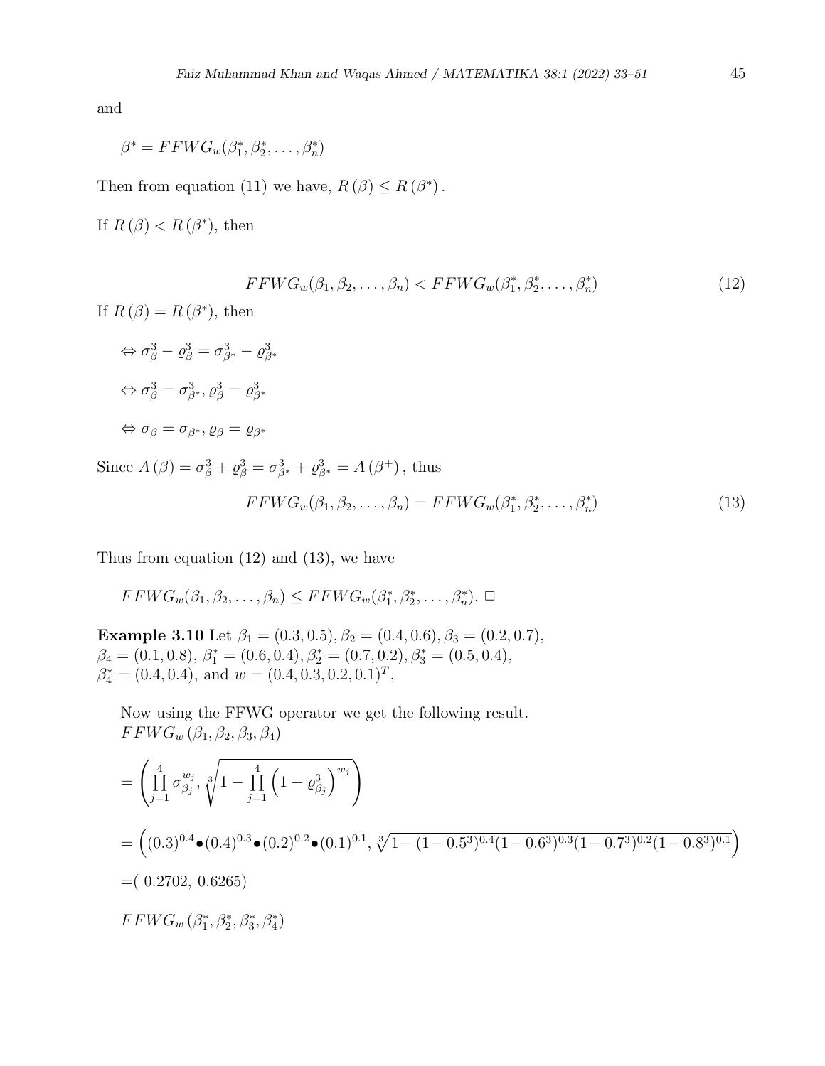and

$$\beta^* = FFWG_w(\beta_1^*, \beta_2^*, \ldots, \beta_n^*)$$

Then from equation (11) we have, $R(\beta) \leq R(\beta^*)$.

If $R(\beta) < R(\beta^*)$, then

$$FFWG_w(\beta_1, \beta_2, \ldots, \beta_n) < FFWG_w(\beta_1^*, \beta_2^*, \ldots, \beta_n^*) \tag{12}$$

If $R(\beta) = R(\beta^*)$, then

$$\Leftrightarrow \sigma_\beta^3 - \varrho_\beta^3 = \sigma_{\beta^*}^3 - \varrho_{\beta^*}^3$$

$$\Leftrightarrow \sigma_\beta^3 = \sigma_{\beta^*}^3, \varrho_\beta^3 = \varrho_{\beta^*}^3$$

$$\Leftrightarrow \sigma_\beta = \sigma_{\beta^*}, \varrho_\beta = \varrho_{\beta^*}$$

Since $A(\beta) = \sigma_\beta^3 + \varrho_\beta^3 = \sigma_{\beta^*}^3 + \varrho_{\beta^*}^3 = A(\beta^+)$, thus

$$FFWG_w(\beta_1, \beta_2, \ldots, \beta_n) = FFWG_w(\beta_1^*, \beta_2^*, \ldots, \beta_n^*) \tag{13}$$

Thus from equation (12) and (13), we have

$$FFWG_w(\beta_1, \beta_2, \ldots, \beta_n) \leq FFWG_w(\beta_1^*, \beta_2^*, \ldots, \beta_n^*). \ \square$$

**Example 3.10** Let $\beta_1 = (0.3, 0.5), \beta_2 = (0.4, 0.6), \beta_3 = (0.2, 0.7)$, $\beta_4 = (0.1, 0.8)$, $\beta_1^* = (0.6, 0.4), \beta_2^* = (0.7, 0.2), \beta_3^* = (0.5, 0.4)$, $\beta_4^* = (0.4, 0.4)$, and $w = (0.4, 0.3, 0.2, 0.1)^T$,

Now using the FFWG operator we get the following result.
$FFWG_w(\beta_1, \beta_2, \beta_3, \beta_4)$

$$= \left( \prod_{j=1}^{4} \sigma_{\beta_j}^{w_j}, \sqrt[3]{1 - \prod_{j=1}^{4} \left(1 - \varrho_{\beta_j}^3\right)^{w_j}} \right)$$

$$= \left( (0.3)^{0.4} \bullet (0.4)^{0.3} \bullet (0.2)^{0.2} \bullet (0.1)^{0.1}, \sqrt[3]{1 - (1 - 0.5^3)^{0.4} (1 - 0.6^3)^{0.3} (1 - 0.7^3)^{0.2} (1 - 0.8^3)^{0.1}} \right)$$

$$= (0.2702, \ 0.6265)$$

$FFWG_w(\beta_1^*, \beta_2^*, \beta_3^*, \beta_4^*)$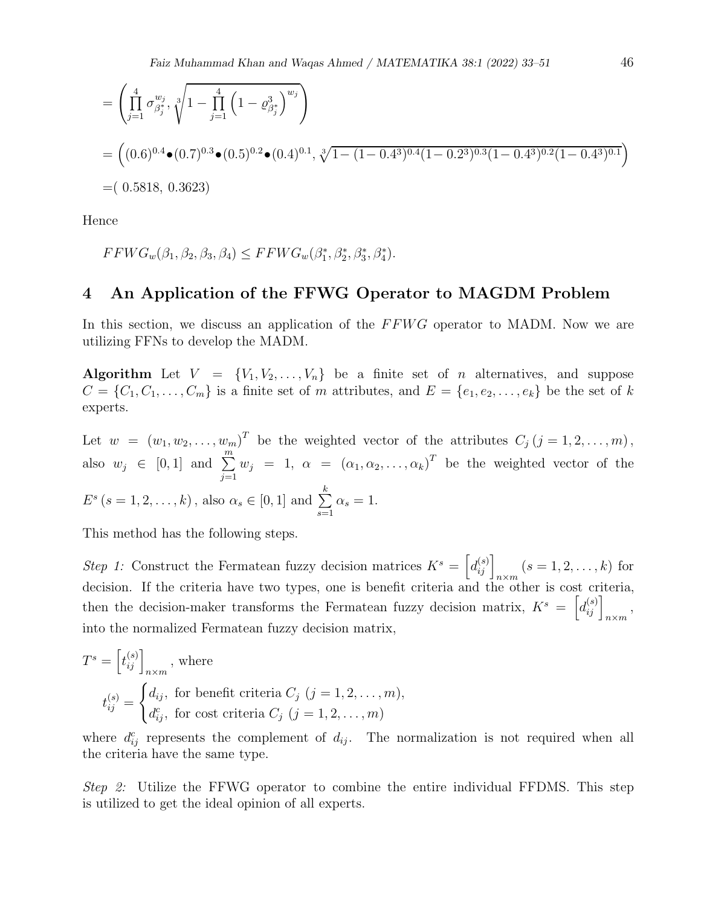$$= \left( \prod_{j=1}^{4} \sigma_{\beta_j^*}^{w_j}, \sqrt[3]{1 - \prod_{j=1}^{4} \left(1 - \varrho_{\beta_j^*}^3\right)^{w_j}} \right)$$

$$= \left( (0.6)^{0.4} \bullet (0.7)^{0.3} \bullet (0.5)^{0.2} \bullet (0.4)^{0.1}, \sqrt[3]{1 - (1 - 0.4^3)^{0.4} (1 - 0.2^3)^{0.3} (1 - 0.4^3)^{0.2} (1 - 0.4^3)^{0.1}} \right)$$

$$= ( 0.5818,\ 0.3623)$$

Hence

$$FFWG_w(\beta_1, \beta_2, \beta_3, \beta_4) \leq FFWG_w(\beta_1^*, \beta_2^*, \beta_3^*, \beta_4^*).$$

## 4 An Application of the FFWG Operator to MAGDM Problem

In this section, we discuss an application of the $FFWG$ operator to MADM. Now we are utilizing FFNs to develop the MADM.

**Algorithm** Let $V = \{V_1, V_2, \ldots, V_n\}$ be a finite set of $n$ alternatives, and suppose $C = \{C_1, C_1, \ldots, C_m\}$ is a finite set of $m$ attributes, and $E = \{e_1, e_2, \ldots, e_k\}$ be the set of $k$ experts.

Let $w = (w_1, w_2, \ldots, w_m)^T$ be the weighted vector of the attributes $C_j \, (j = 1, 2, \ldots, m)$, also $w_j \in [0, 1]$ and $\sum_{j=1}^{m} w_j = 1$, $\alpha = (\alpha_1, \alpha_2, \ldots, \alpha_k)^T$ be the weighted vector of the $E^s \, (s = 1, 2, \ldots, k)$, also $\alpha_s \in [0, 1]$ and $\sum_{s=1}^{k} \alpha_s = 1$.

This method has the following steps.

*Step 1:* Construct the Fermatean fuzzy decision matrices $K^s = \left[d_{ij}^{(s)}\right]_{n \times m} (s = 1, 2, \ldots, k)$ for decision. If the criteria have two types, one is benefit criteria and the other is cost criteria, then the decision-maker transforms the Fermatean fuzzy decision matrix, $K^s = \left[d_{ij}^{(s)}\right]_{n \times m}$, into the normalized Fermatean fuzzy decision matrix,

$T^s = \left[t_{ij}^{(s)}\right]_{n \times m}$, where

$$t_{ij}^{(s)} = \begin{cases} d_{ij}, & \text{for benefit criteria } C_j \ (j = 1, 2, \ldots, m), \\ d_{ij}^c, & \text{for cost criteria } C_j \ (j = 1, 2, \ldots, m) \end{cases}$$

where $d_{ij}^c$ represents the complement of $d_{ij}$. The normalization is not required when all the criteria have the same type.

*Step 2:* Utilize the FFWG operator to combine the entire individual FFDMS. This step is utilized to get the ideal opinion of all experts.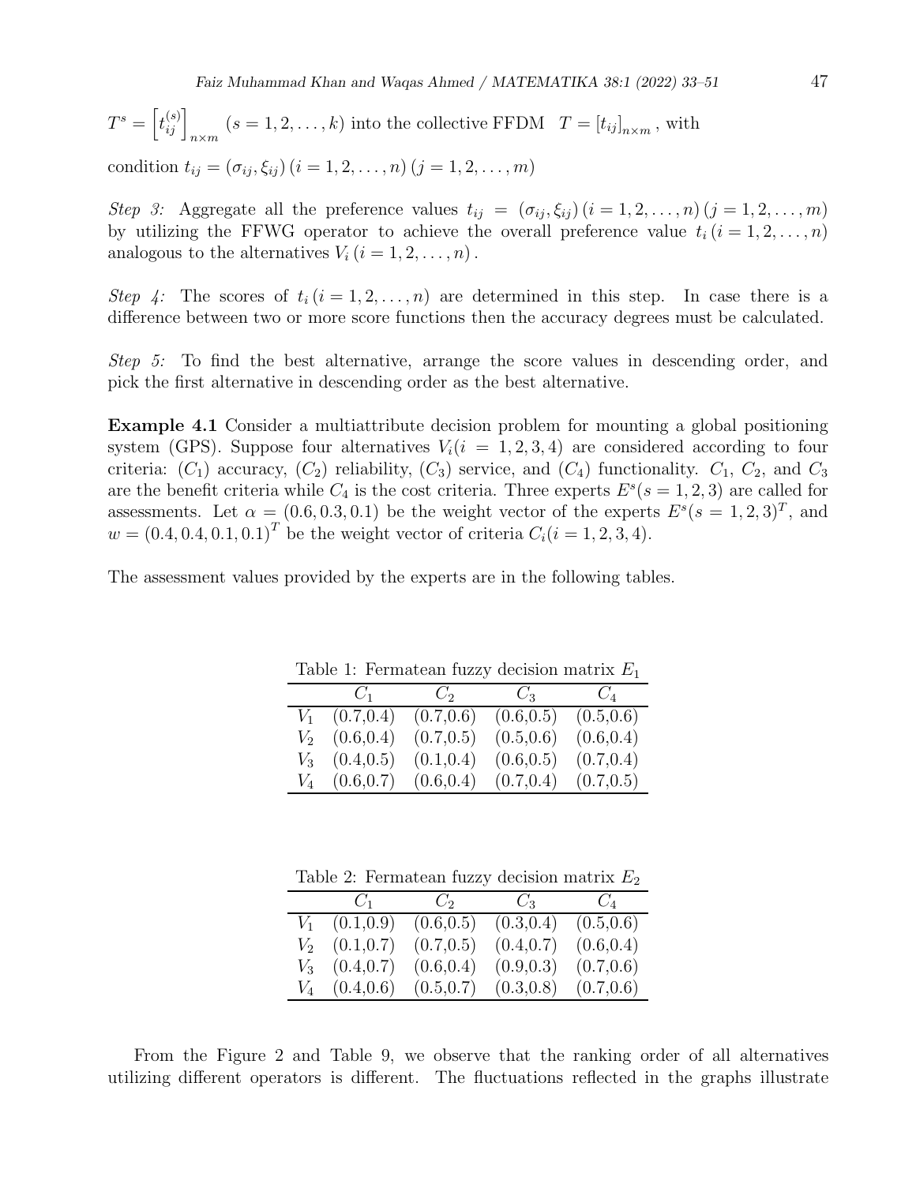$T^s = \left[t_{ij}^{(s)}\right]_{n \times m}$ $(s = 1, 2, \ldots, k)$ into the collective FFDM $T = [t_{ij}]_{n \times m}$, with condition $t_{ij} = (\sigma_{ij}, \xi_{ij})\,(i = 1, 2, \ldots, n)\,(j = 1, 2, \ldots, m)$

*Step 3:* Aggregate all the preference values $t_{ij} = (\sigma_{ij}, \xi_{ij})\,(i = 1, 2, \ldots, n)\,(j = 1, 2, \ldots, m)$ by utilizing the FFWG operator to achieve the overall preference value $t_i\,(i = 1, 2, \ldots, n)$ analogous to the alternatives $V_i\,(i = 1, 2, \ldots, n)$.

*Step 4:* The scores of $t_i\,(i = 1, 2, \ldots, n)$ are determined in this step. In case there is a difference between two or more score functions then the accuracy degrees must be calculated.

*Step 5:* To find the best alternative, arrange the score values in descending order, and pick the first alternative in descending order as the best alternative.

**Example 4.1** Consider a multiattribute decision problem for mounting a global positioning system (GPS). Suppose four alternatives $V_i (i = 1, 2, 3, 4)$ are considered according to four criteria: ($C_1$) accuracy, ($C_2$) reliability, ($C_3$) service, and ($C_4$) functionality. $C_1$, $C_2$, and $C_3$ are the benefit criteria while $C_4$ is the cost criteria. Three experts $E^s(s = 1, 2, 3)$ are called for assessments. Let $\alpha = (0.6, 0.3, 0.1)$ be the weight vector of the experts $E^s(s = 1, 2, 3)^T$, and $w = (0.4, 0.4, 0.1, 0.1)^T$ be the weight vector of criteria $C_i(i = 1, 2, 3, 4)$.

The assessment values provided by the experts are in the following tables.

Table 1: Fermatean fuzzy decision matrix $E_1$

| | $C_1$ | $C_2$ | $C_3$ | $C_4$ |
|---|---|---|---|---|
| $V_1$ | (0.7,0.4) | (0.7,0.6) | (0.6,0.5) | (0.5,0.6) |
| $V_2$ | (0.6,0.4) | (0.7,0.5) | (0.5,0.6) | (0.6,0.4) |
| $V_3$ | (0.4,0.5) | (0.1,0.4) | (0.6,0.5) | (0.7,0.4) |
| $V_4$ | (0.6,0.7) | (0.6,0.4) | (0.7,0.4) | (0.7,0.5) |

Table 2: Fermatean fuzzy decision matrix $E_2$

| | $C_1$ | $C_2$ | $C_3$ | $C_4$ |
|---|---|---|---|---|
| $V_1$ | (0.1,0.9) | (0.6,0.5) | (0.3,0.4) | (0.5,0.6) |
| $V_2$ | (0.1,0.7) | (0.7,0.5) | (0.4,0.7) | (0.6,0.4) |
| $V_3$ | (0.4,0.7) | (0.6,0.4) | (0.9,0.3) | (0.7,0.6) |
| $V_4$ | (0.4,0.6) | (0.5,0.7) | (0.3,0.8) | (0.7,0.6) |

From the Figure 2 and Table 9, we observe that the ranking order of all alternatives utilizing different operators is different. The fluctuations reflected in the graphs illustrate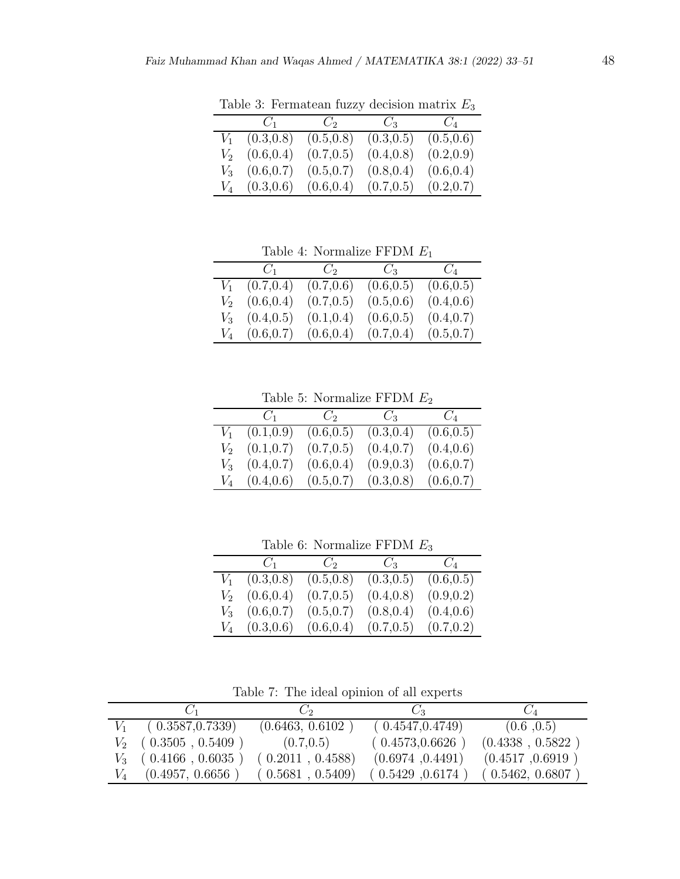Table 3: Fermatean fuzzy decision matrix $E_3$

| | $C_1$ | $C_2$ | $C_3$ | $C_4$ |
|---|---|---|---|---|
| $V_1$ | (0.3,0.8) | (0.5,0.8) | (0.3,0.5) | (0.5,0.6) |
| $V_2$ | (0.6,0.4) | (0.7,0.5) | (0.4,0.8) | (0.2,0.9) |
| $V_3$ | (0.6,0.7) | (0.5,0.7) | (0.8,0.4) | (0.6,0.4) |
| $V_4$ | (0.3,0.6) | (0.6,0.4) | (0.7,0.5) | (0.2,0.7) |

Table 4: Normalize FFDM $E_1$

| | $C_1$ | $C_2$ | $C_3$ | $C_4$ |
|---|---|---|---|---|
| $V_1$ | (0.7,0.4) | (0.7,0.6) | (0.6,0.5) | (0.6,0.5) |
| $V_2$ | (0.6,0.4) | (0.7,0.5) | (0.5,0.6) | (0.4,0.6) |
| $V_3$ | (0.4,0.5) | (0.1,0.4) | (0.6,0.5) | (0.4,0.7) |
| $V_4$ | (0.6,0.7) | (0.6,0.4) | (0.7,0.4) | (0.5,0.7) |

Table 5: Normalize FFDM $E_2$

| | $C_1$ | $C_2$ | $C_3$ | $C_4$ |
|---|---|---|---|---|
| $V_1$ | (0.1,0.9) | (0.6,0.5) | (0.3,0.4) | (0.6,0.5) |
| $V_2$ | (0.1,0.7) | (0.7,0.5) | (0.4,0.7) | (0.4,0.6) |
| $V_3$ | (0.4,0.7) | (0.6,0.4) | (0.9,0.3) | (0.6,0.7) |
| $V_4$ | (0.4,0.6) | (0.5,0.7) | (0.3,0.8) | (0.6,0.7) |

Table 6: Normalize FFDM $E_3$

| | $C_1$ | $C_2$ | $C_3$ | $C_4$ |
|---|---|---|---|---|
| $V_1$ | (0.3,0.8) | (0.5,0.8) | (0.3,0.5) | (0.6,0.5) |
| $V_2$ | (0.6,0.4) | (0.7,0.5) | (0.4,0.8) | (0.9,0.2) |
| $V_3$ | (0.6,0.7) | (0.5,0.7) | (0.8,0.4) | (0.4,0.6) |
| $V_4$ | (0.3,0.6) | (0.6,0.4) | (0.7,0.5) | (0.7,0.2) |

Table 7: The ideal opinion of all experts

| | $C_1$ | $C_2$ | $C_3$ | $C_4$ |
|---|---|---|---|---|
| $V_1$ | ( 0.3587,0.7339) | (0.6463, 0.6102 ) | ( 0.4547,0.4749) | (0.6 ,0.5) |
| $V_2$ | ( 0.3505 , 0.5409 ) | (0.7,0.5) | ( 0.4573,0.6626 ) | (0.4338 , 0.5822 ) |
| $V_3$ | ( 0.4166 , 0.6035 ) | ( 0.2011 , 0.4588) | (0.6974 ,0.4491) | (0.4517 ,0.6919 ) |
| $V_4$ | (0.4957, 0.6656 ) | ( 0.5681 , 0.5409) | ( 0.5429 ,0.6174 ) | ( 0.5462, 0.6807 ) |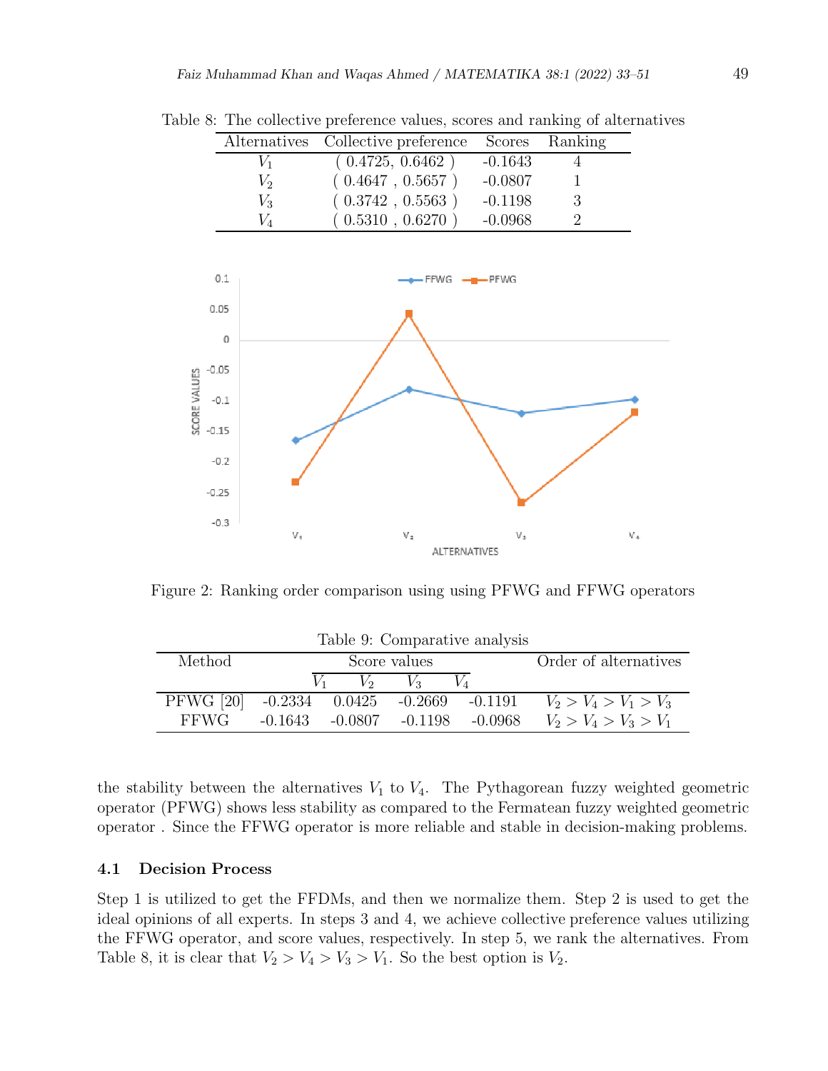Table 8: The collective preference values, scores and ranking of alternatives

| Alternatives | Collective preference | Scores | Ranking |
|---|---|---|---|
| $V_1$ | ( 0.4725, 0.6462 ) | -0.1643 | 4 |
| $V_2$ | ( 0.4647 , 0.5657 ) | -0.0807 | 1 |
| $V_3$ | ( 0.3742 , 0.5563 ) | -0.1198 | 3 |
| $V_4$ | ( 0.5310 , 0.6270 ) | -0.0968 | 2 |

Figure 2: Ranking order comparison using using PFWG and FFWG operators

Table 9: Comparative analysis

| Method | Score values | | | | Order of alternatives |
|---|---|---|---|---|---|
| | $V_1$ | $V_2$ | $V_3$ | $V_4$ | |
| PFWG [20] | -0.2334 | 0.0425 | -0.2669 | -0.1191 | $V_2 > V_4 > V_1 > V_3$ |
| FFWG | -0.1643 | -0.0807 | -0.1198 | -0.0968 | $V_2 > V_4 > V_3 > V_1$ |

the stability between the alternatives $V_1$ to $V_4$. The Pythagorean fuzzy weighted geometric operator (PFWG) shows less stability as compared to the Fermatean fuzzy weighted geometric operator . Since the FFWG operator is more reliable and stable in decision-making problems.

### 4.1 Decision Process

Step 1 is utilized to get the FFDMs, and then we normalize them. Step 2 is used to get the ideal opinions of all experts. In steps 3 and 4, we achieve collective preference values utilizing the FFWG operator, and score values, respectively. In step 5, we rank the alternatives. From Table 8, it is clear that $V_2 > V_4 > V_3 > V_1$. So the best option is $V_2$.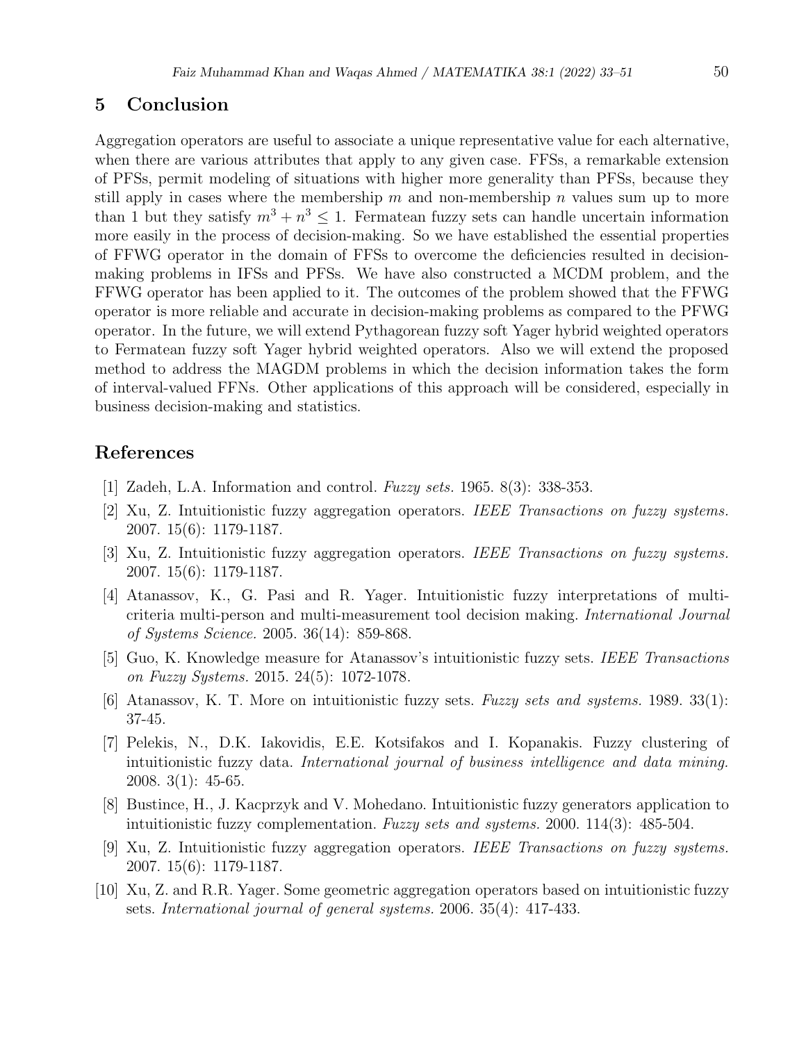## 5 Conclusion

Aggregation operators are useful to associate a unique representative value for each alternative, when there are various attributes that apply to any given case. FFSs, a remarkable extension of PFSs, permit modeling of situations with higher more generality than PFSs, because they still apply in cases where the membership $m$ and non-membership $n$ values sum up to more than 1 but they satisfy $m^3 + n^3 \leq 1$. Fermatean fuzzy sets can handle uncertain information more easily in the process of decision-making. So we have established the essential properties of FFWG operator in the domain of FFSs to overcome the deficiencies resulted in decision-making problems in IFSs and PFSs. We have also constructed a MCDM problem, and the FFWG operator has been applied to it. The outcomes of the problem showed that the FFWG operator is more reliable and accurate in decision-making problems as compared to the PFWG operator. In the future, we will extend Pythagorean fuzzy soft Yager hybrid weighted operators to Fermatean fuzzy soft Yager hybrid weighted operators. Also we will extend the proposed method to address the MAGDM problems in which the decision information takes the form of interval-valued FFNs. Other applications of this approach will be considered, especially in business decision-making and statistics.

## References

[1] Zadeh, L.A. Information and control. *Fuzzy sets.* 1965. 8(3): 338-353.

[2] Xu, Z. Intuitionistic fuzzy aggregation operators. *IEEE Transactions on fuzzy systems.* 2007. 15(6): 1179-1187.

[3] Xu, Z. Intuitionistic fuzzy aggregation operators. *IEEE Transactions on fuzzy systems.* 2007. 15(6): 1179-1187.

[4] Atanassov, K., G. Pasi and R. Yager. Intuitionistic fuzzy interpretations of multi-criteria multi-person and multi-measurement tool decision making. *International Journal of Systems Science.* 2005. 36(14): 859-868.

[5] Guo, K. Knowledge measure for Atanassov's intuitionistic fuzzy sets. *IEEE Transactions on Fuzzy Systems.* 2015. 24(5): 1072-1078.

[6] Atanassov, K. T. More on intuitionistic fuzzy sets. *Fuzzy sets and systems.* 1989. 33(1): 37-45.

[7] Pelekis, N., D.K. Iakovidis, E.E. Kotsifakos and I. Kopanakis. Fuzzy clustering of intuitionistic fuzzy data. *International journal of business intelligence and data mining.* 2008. 3(1): 45-65.

[8] Bustince, H., J. Kacprzyk and V. Mohedano. Intuitionistic fuzzy generators application to intuitionistic fuzzy complementation. *Fuzzy sets and systems.* 2000. 114(3): 485-504.

[9] Xu, Z. Intuitionistic fuzzy aggregation operators. *IEEE Transactions on fuzzy systems.* 2007. 15(6): 1179-1187.

[10] Xu, Z. and R.R. Yager. Some geometric aggregation operators based on intuitionistic fuzzy sets. *International journal of general systems.* 2006. 35(4): 417-433.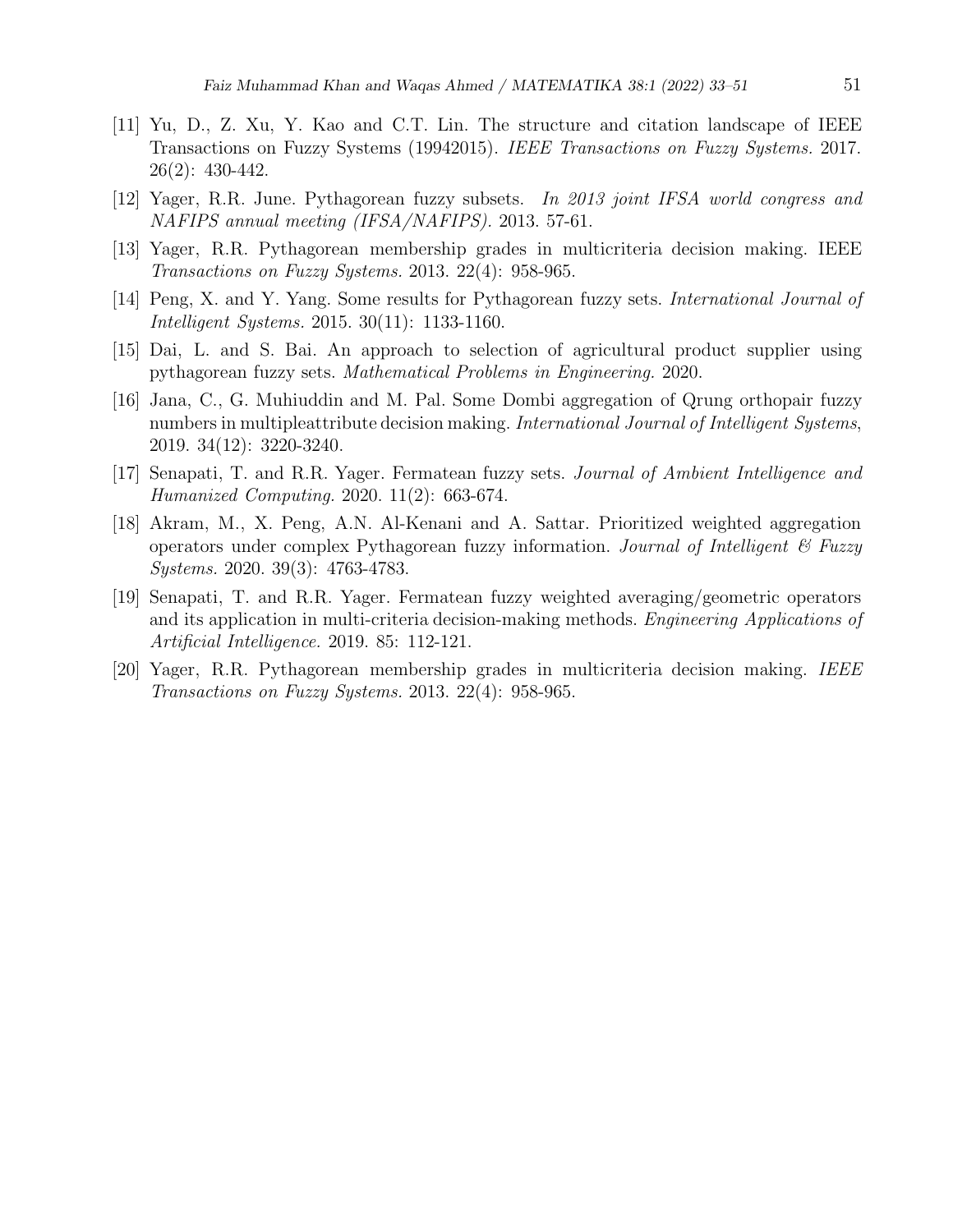[11] Yu, D., Z. Xu, Y. Kao and C.T. Lin. The structure and citation landscape of IEEE Transactions on Fuzzy Systems (19942015). *IEEE Transactions on Fuzzy Systems.* 2017. 26(2): 430-442.

[12] Yager, R.R. June. Pythagorean fuzzy subsets. *In 2013 joint IFSA world congress and NAFIPS annual meeting (IFSA/NAFIPS).* 2013. 57-61.

[13] Yager, R.R. Pythagorean membership grades in multicriteria decision making. IEEE *Transactions on Fuzzy Systems.* 2013. 22(4): 958-965.

[14] Peng, X. and Y. Yang. Some results for Pythagorean fuzzy sets. *International Journal of Intelligent Systems.* 2015. 30(11): 1133-1160.

[15] Dai, L. and S. Bai. An approach to selection of agricultural product supplier using pythagorean fuzzy sets. *Mathematical Problems in Engineering.* 2020.

[16] Jana, C., G. Muhiuddin and M. Pal. Some Dombi aggregation of Qrung orthopair fuzzy numbers in multipleattribute decision making. *International Journal of Intelligent Systems*, 2019. 34(12): 3220-3240.

[17] Senapati, T. and R.R. Yager. Fermatean fuzzy sets. *Journal of Ambient Intelligence and Humanized Computing.* 2020. 11(2): 663-674.

[18] Akram, M., X. Peng, A.N. Al-Kenani and A. Sattar. Prioritized weighted aggregation operators under complex Pythagorean fuzzy information. *Journal of Intelligent & Fuzzy Systems.* 2020. 39(3): 4763-4783.

[19] Senapati, T. and R.R. Yager. Fermatean fuzzy weighted averaging/geometric operators and its application in multi-criteria decision-making methods. *Engineering Applications of Artificial Intelligence.* 2019. 85: 112-121.

[20] Yager, R.R. Pythagorean membership grades in multicriteria decision making. *IEEE Transactions on Fuzzy Systems.* 2013. 22(4): 958-965.